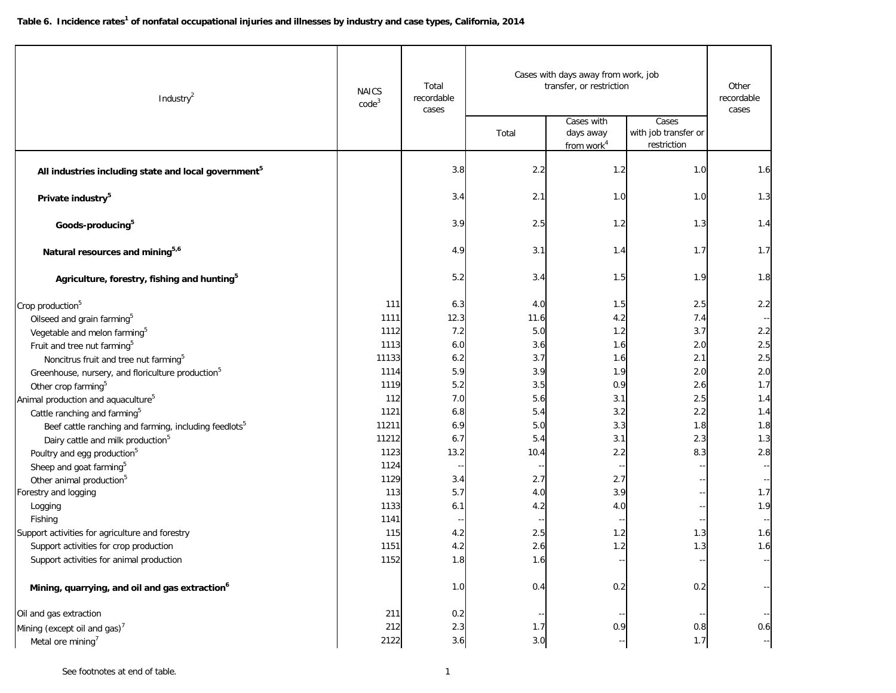### Table 6. Incidence rates[1] of nonfatal occupational injuries and illnesses by industry and case types, California, 2014

| Industry[2] | NAICS code[3] | Total recordable cases | Cases with days away from work, job transfer, or restriction | | | Other recordable cases |
|---|---|---|---|---|---|---|
| | | | Total | Cases with days away from work[4] | Cases with job transfer or restriction | |
| **All industries including state and local government[5]** | | 3.8 | 2.2 | 1.2 | 1.0 | 1.6 |
| **Private industry[5]** | | 3.4 | 2.1 | 1.0 | 1.0 | 1.3 |
| **Goods-producing[5]** | | 3.9 | 2.5 | 1.2 | 1.3 | 1.4 |
| **Natural resources and mining[5,6]** | | 4.9 | 3.1 | 1.4 | 1.7 | 1.7 |
| **Agriculture, forestry, fishing and hunting[5]** | | 5.2 | 3.4 | 1.5 | 1.9 | 1.8 |
| Crop production[5] | 111 | 6.3 | 4.0 | 1.5 | 2.5 | 2.2 |
| Oilseed and grain farming[5] | 1111 | 12.3 | 11.6 | 4.2 | 7.4 | -- |
| Vegetable and melon farming[5] | 1112 | 7.2 | 5.0 | 1.2 | 3.7 | 2.2 |
| Fruit and tree nut farming[5] | 1113 | 6.0 | 3.6 | 1.6 | 2.0 | 2.5 |
| Noncitrus fruit and tree nut farming[5] | 11133 | 6.2 | 3.7 | 1.6 | 2.1 | 2.5 |
| Greenhouse, nursery, and floriculture production[5] | 1114 | 5.9 | 3.9 | 1.9 | 2.0 | 2.0 |
| Other crop farming[5] | 1119 | 5.2 | 3.5 | 0.9 | 2.6 | 1.7 |
| Animal production and aquaculture[5] | 112 | 7.0 | 5.6 | 3.1 | 2.5 | 1.4 |
| Cattle ranching and farming[5] | 1121 | 6.8 | 5.4 | 3.2 | 2.2 | 1.4 |
| Beef cattle ranching and farming, including feedlots[5] | 11211 | 6.9 | 5.0 | 3.3 | 1.8 | 1.8 |
| Dairy cattle and milk production[5] | 11212 | 6.7 | 5.4 | 3.1 | 2.3 | 1.3 |
| Poultry and egg production[5] | 1123 | 13.2 | 10.4 | 2.2 | 8.3 | 2.8 |
| Sheep and goat farming[5] | 1124 | -- | -- | -- | -- | -- |
| Other animal production[5] | 1129 | 3.4 | 2.7 | 2.7 | -- | -- |
| Forestry and logging | 113 | 5.7 | 4.0 | 3.9 | -- | 1.7 |
| Logging | 1133 | 6.1 | 4.2 | 4.0 | -- | 1.9 |
| Fishing | 1141 | -- | -- | -- | -- | -- |
| Support activities for agriculture and forestry | 115 | 4.2 | 2.5 | 1.2 | 1.3 | 1.6 |
| Support activities for crop production | 1151 | 4.2 | 2.6 | 1.2 | 1.3 | 1.6 |
| Support activities for animal production | 1152 | 1.8 | 1.6 | -- | -- | -- |
| **Mining, quarrying, and oil and gas extraction[6]** | | 1.0 | 0.4 | 0.2 | 0.2 | -- |
| Oil and gas extraction | 211 | 0.2 | -- | -- | -- | -- |
| Mining (except oil and gas)[7] | 212 | 2.3 | 1.7 | 0.9 | 0.8 | 0.6 |
| Metal ore mining[7] | 2122 | 3.6 | 3.0 | -- | 1.7 | -- |

See footnotes at end of table.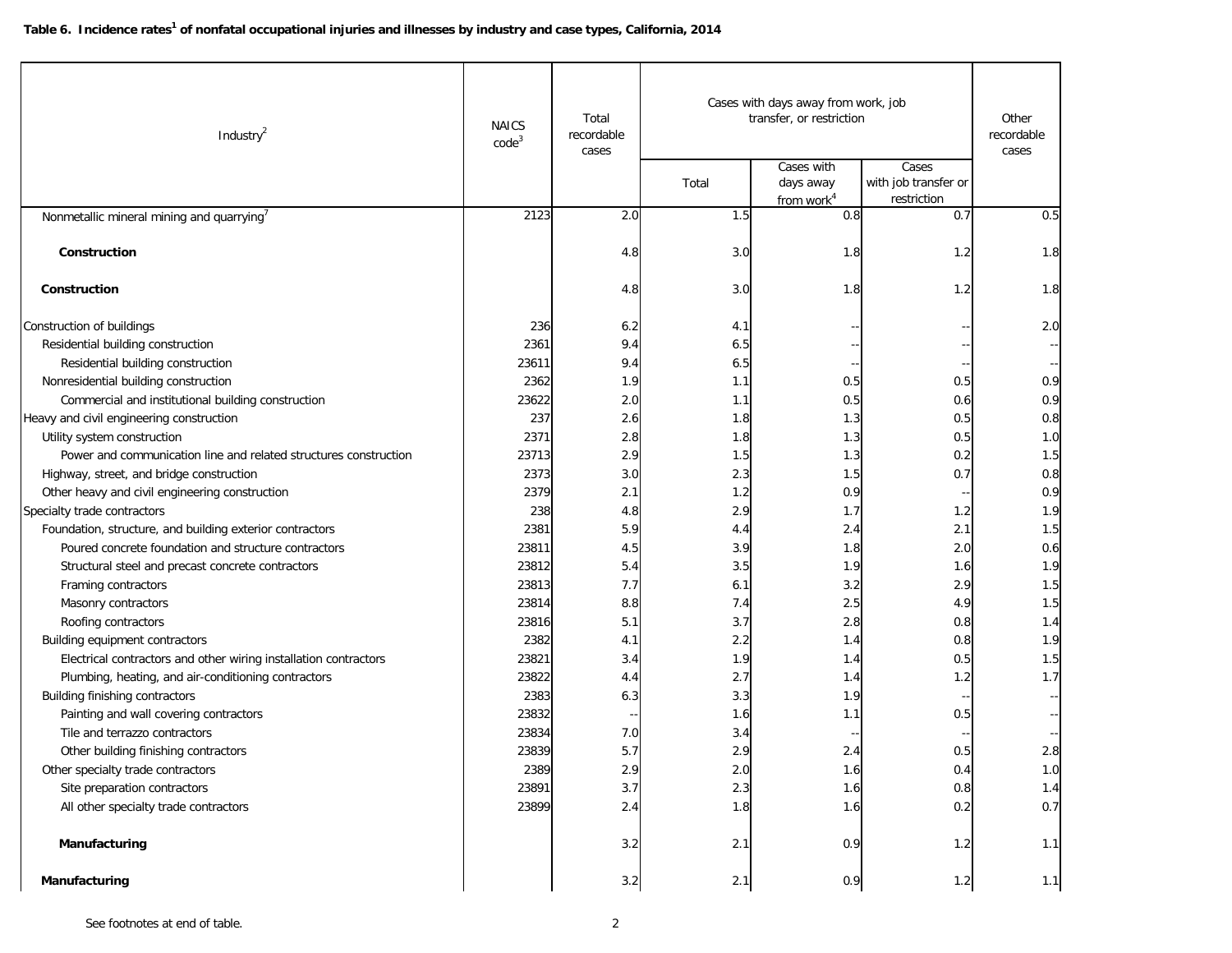# Table 6. Incidence rates[1] of nonfatal occupational injuries and illnesses by industry and case types, California, 2014

| Industry[2] | NAICS code[3] | Total recordable cases | Cases with days away from work, job transfer, or restriction | | | Other recordable cases |
|---|---|---|---|---|---|---|
| | | | Total | Cases with days away from work[4] | Cases with job transfer or restriction | |
| Nonmetallic mineral mining and quarrying[7] | 2123 | 2.0 | 1.5 | 0.8 | 0.7 | 0.5 |
| **Construction** | | 4.8 | 3.0 | 1.8 | 1.2 | 1.8 |
| **Construction** | | 4.8 | 3.0 | 1.8 | 1.2 | 1.8 |
| Construction of buildings | 236 | 6.2 | 4.1 | -- | -- | 2.0 |
| Residential building construction | 2361 | 9.4 | 6.5 | -- | -- | -- |
| Residential building construction | 23611 | 9.4 | 6.5 | -- | -- | -- |
| Nonresidential building construction | 2362 | 1.9 | 1.1 | 0.5 | 0.5 | 0.9 |
| Commercial and institutional building construction | 23622 | 2.0 | 1.1 | 0.5 | 0.6 | 0.9 |
| Heavy and civil engineering construction | 237 | 2.6 | 1.8 | 1.3 | 0.5 | 0.8 |
| Utility system construction | 2371 | 2.8 | 1.8 | 1.3 | 0.5 | 1.0 |
| Power and communication line and related structures construction | 23713 | 2.9 | 1.5 | 1.3 | 0.2 | 1.5 |
| Highway, street, and bridge construction | 2373 | 3.0 | 2.3 | 1.5 | 0.7 | 0.8 |
| Other heavy and civil engineering construction | 2379 | 2.1 | 1.2 | 0.9 | -- | 0.9 |
| Specialty trade contractors | 238 | 4.8 | 2.9 | 1.7 | 1.2 | 1.9 |
| Foundation, structure, and building exterior contractors | 2381 | 5.9 | 4.4 | 2.4 | 2.1 | 1.5 |
| Poured concrete foundation and structure contractors | 23811 | 4.5 | 3.9 | 1.8 | 2.0 | 0.6 |
| Structural steel and precast concrete contractors | 23812 | 5.4 | 3.5 | 1.9 | 1.6 | 1.9 |
| Framing contractors | 23813 | 7.7 | 6.1 | 3.2 | 2.9 | 1.5 |
| Masonry contractors | 23814 | 8.8 | 7.4 | 2.5 | 4.9 | 1.5 |
| Roofing contractors | 23816 | 5.1 | 3.7 | 2.8 | 0.8 | 1.4 |
| Building equipment contractors | 2382 | 4.1 | 2.2 | 1.4 | 0.8 | 1.9 |
| Electrical contractors and other wiring installation contractors | 23821 | 3.4 | 1.9 | 1.4 | 0.5 | 1.5 |
| Plumbing, heating, and air-conditioning contractors | 23822 | 4.4 | 2.7 | 1.4 | 1.2 | 1.7 |
| Building finishing contractors | 2383 | 6.3 | 3.3 | 1.9 | -- | -- |
| Painting and wall covering contractors | 23832 | -- | 1.6 | 1.1 | 0.5 | -- |
| Tile and terrazzo contractors | 23834 | 7.0 | 3.4 | -- | -- | -- |
| Other building finishing contractors | 23839 | 5.7 | 2.9 | 2.4 | 0.5 | 2.8 |
| Other specialty trade contractors | 2389 | 2.9 | 2.0 | 1.6 | 0.4 | 1.0 |
| Site preparation contractors | 23891 | 3.7 | 2.3 | 1.6 | 0.8 | 1.4 |
| All other specialty trade contractors | 23899 | 2.4 | 1.8 | 1.6 | 0.2 | 0.7 |
| **Manufacturing** | | 3.2 | 2.1 | 0.9 | 1.2 | 1.1 |
| **Manufacturing** | | 3.2 | 2.1 | 0.9 | 1.2 | 1.1 |

See footnotes at end of table.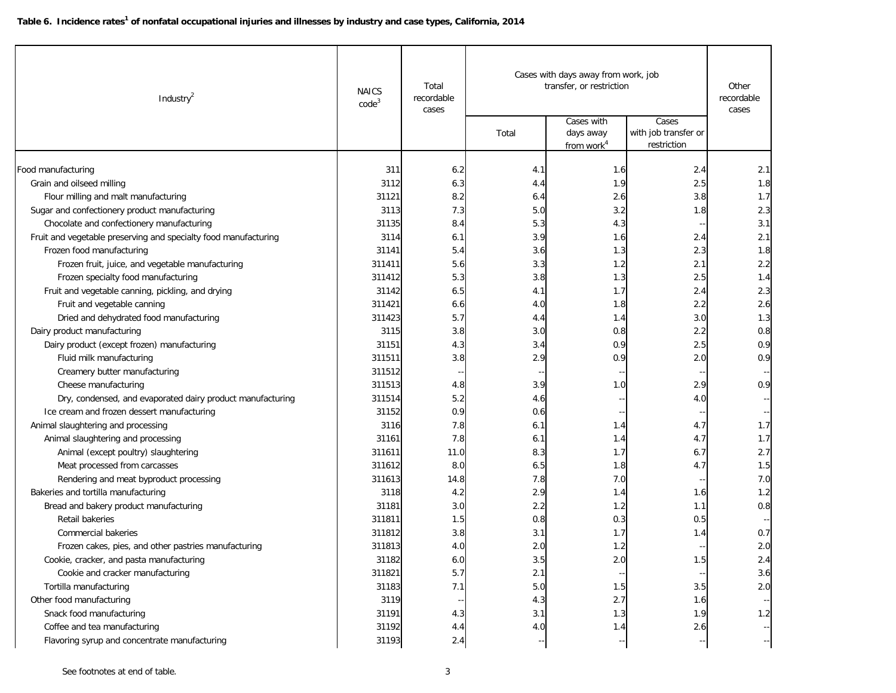**Table 6. Incidence rates[1] of nonfatal occupational injuries and illnesses by industry and case types, California, 2014**

| Industry[2] | NAICS code[3] | Total recordable cases | Cases with days away from work, job transfer, or restriction | | | Other recordable cases |
|---|---|---|---|---|---|---|
| | | | Total | Cases with days away from work[4] | Cases with job transfer or restriction | |
| Food manufacturing | 311 | 6.2 | 4.1 | 1.6 | 2.4 | 2.1 |
| Grain and oilseed milling | 3112 | 6.3 | 4.4 | 1.9 | 2.5 | 1.8 |
| Flour milling and malt manufacturing | 31121 | 8.2 | 6.4 | 2.6 | 3.8 | 1.7 |
| Sugar and confectionery product manufacturing | 3113 | 7.3 | 5.0 | 3.2 | 1.8 | 2.3 |
| Chocolate and confectionery manufacturing | 31135 | 8.4 | 5.3 | 4.3 | -- | 3.1 |
| Fruit and vegetable preserving and specialty food manufacturing | 3114 | 6.1 | 3.9 | 1.6 | 2.4 | 2.1 |
| Frozen food manufacturing | 31141 | 5.4 | 3.6 | 1.3 | 2.3 | 1.8 |
| Frozen fruit, juice, and vegetable manufacturing | 311411 | 5.6 | 3.3 | 1.2 | 2.1 | 2.2 |
| Frozen specialty food manufacturing | 311412 | 5.3 | 3.8 | 1.3 | 2.5 | 1.4 |
| Fruit and vegetable canning, pickling, and drying | 31142 | 6.5 | 4.1 | 1.7 | 2.4 | 2.3 |
| Fruit and vegetable canning | 311421 | 6.6 | 4.0 | 1.8 | 2.2 | 2.6 |
| Dried and dehydrated food manufacturing | 311423 | 5.7 | 4.4 | 1.4 | 3.0 | 1.3 |
| Dairy product manufacturing | 3115 | 3.8 | 3.0 | 0.8 | 2.2 | 0.8 |
| Dairy product (except frozen) manufacturing | 31151 | 4.3 | 3.4 | 0.9 | 2.5 | 0.9 |
| Fluid milk manufacturing | 311511 | 3.8 | 2.9 | 0.9 | 2.0 | 0.9 |
| Creamery butter manufacturing | 311512 | -- | -- | -- | -- | -- |
| Cheese manufacturing | 311513 | 4.8 | 3.9 | 1.0 | 2.9 | 0.9 |
| Dry, condensed, and evaporated dairy product manufacturing | 311514 | 5.2 | 4.6 | -- | 4.0 | -- |
| Ice cream and frozen dessert manufacturing | 31152 | 0.9 | 0.6 | -- | -- | -- |
| Animal slaughtering and processing | 3116 | 7.8 | 6.1 | 1.4 | 4.7 | 1.7 |
| Animal slaughtering and processing | 31161 | 7.8 | 6.1 | 1.4 | 4.7 | 1.7 |
| Animal (except poultry) slaughtering | 311611 | 11.0 | 8.3 | 1.7 | 6.7 | 2.7 |
| Meat processed from carcasses | 311612 | 8.0 | 6.5 | 1.8 | 4.7 | 1.5 |
| Rendering and meat byproduct processing | 311613 | 14.8 | 7.8 | 7.0 | -- | 7.0 |
| Bakeries and tortilla manufacturing | 3118 | 4.2 | 2.9 | 1.4 | 1.6 | 1.2 |
| Bread and bakery product manufacturing | 31181 | 3.0 | 2.2 | 1.2 | 1.1 | 0.8 |
| Retail bakeries | 311811 | 1.5 | 0.8 | 0.3 | 0.5 | -- |
| Commercial bakeries | 311812 | 3.8 | 3.1 | 1.7 | 1.4 | 0.7 |
| Frozen cakes, pies, and other pastries manufacturing | 311813 | 4.0 | 2.0 | 1.2 | -- | 2.0 |
| Cookie, cracker, and pasta manufacturing | 31182 | 6.0 | 3.5 | 2.0 | 1.5 | 2.4 |
| Cookie and cracker manufacturing | 311821 | 5.7 | 2.1 | -- | -- | 3.6 |
| Tortilla manufacturing | 31183 | 7.1 | 5.0 | 1.5 | 3.5 | 2.0 |
| Other food manufacturing | 3119 | -- | 4.3 | 2.7 | 1.6 | -- |
| Snack food manufacturing | 31191 | 4.3 | 3.1 | 1.3 | 1.9 | 1.2 |
| Coffee and tea manufacturing | 31192 | 4.4 | 4.0 | 1.4 | 2.6 | -- |
| Flavoring syrup and concentrate manufacturing | 31193 | 2.4 | -- | -- | -- | -- |

See footnotes at end of table.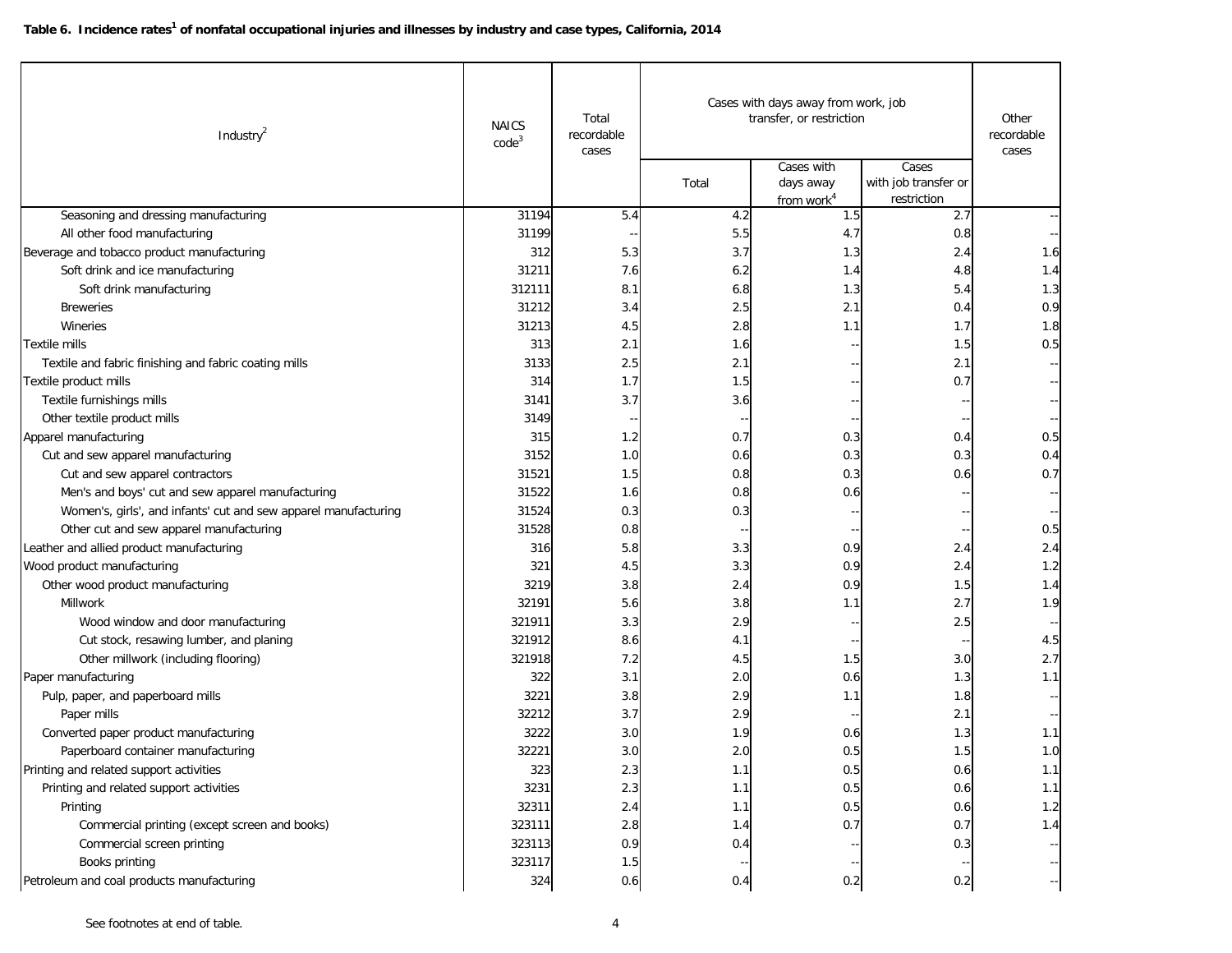**Table 6. Incidence rates[1] of nonfatal occupational injuries and illnesses by industry and case types, California, 2014**

| Industry[2] | NAICS code[3] | Total recordable cases | Cases with days away from work, job transfer, or restriction | | | Other recordable cases |
|---|---|---|---|---|---|---|
| | | | Total | Cases with days away from work[4] | Cases with job transfer or restriction | |
| Seasoning and dressing manufacturing | 31194 | 5.4 | 4.2 | 1.5 | 2.7 | -- |
| All other food manufacturing | 31199 | -- | 5.5 | 4.7 | 0.8 | -- |
| Beverage and tobacco product manufacturing | 312 | 5.3 | 3.7 | 1.3 | 2.4 | 1.6 |
| Soft drink and ice manufacturing | 31211 | 7.6 | 6.2 | 1.4 | 4.8 | 1.4 |
| Soft drink manufacturing | 312111 | 8.1 | 6.8 | 1.3 | 5.4 | 1.3 |
| Breweries | 31212 | 3.4 | 2.5 | 2.1 | 0.4 | 0.9 |
| Wineries | 31213 | 4.5 | 2.8 | 1.1 | 1.7 | 1.8 |
| Textile mills | 313 | 2.1 | 1.6 | -- | 1.5 | 0.5 |
| Textile and fabric finishing and fabric coating mills | 3133 | 2.5 | 2.1 | -- | 2.1 | -- |
| Textile product mills | 314 | 1.7 | 1.5 | -- | 0.7 | -- |
| Textile furnishings mills | 3141 | 3.7 | 3.6 | -- | -- | -- |
| Other textile product mills | 3149 | -- | -- | -- | -- | -- |
| Apparel manufacturing | 315 | 1.2 | 0.7 | 0.3 | 0.4 | 0.5 |
| Cut and sew apparel manufacturing | 3152 | 1.0 | 0.6 | 0.3 | 0.3 | 0.4 |
| Cut and sew apparel contractors | 31521 | 1.5 | 0.8 | 0.3 | 0.6 | 0.7 |
| Men's and boys' cut and sew apparel manufacturing | 31522 | 1.6 | 0.8 | 0.6 | -- | -- |
| Women's, girls', and infants' cut and sew apparel manufacturing | 31524 | 0.3 | 0.3 | -- | -- | -- |
| Other cut and sew apparel manufacturing | 31528 | 0.8 | -- | -- | -- | 0.5 |
| Leather and allied product manufacturing | 316 | 5.8 | 3.3 | 0.9 | 2.4 | 2.4 |
| Wood product manufacturing | 321 | 4.5 | 3.3 | 0.9 | 2.4 | 1.2 |
| Other wood product manufacturing | 3219 | 3.8 | 2.4 | 0.9 | 1.5 | 1.4 |
| Millwork | 32191 | 5.6 | 3.8 | 1.1 | 2.7 | 1.9 |
| Wood window and door manufacturing | 321911 | 3.3 | 2.9 | -- | 2.5 | -- |
| Cut stock, resawing lumber, and planing | 321912 | 8.6 | 4.1 | -- | -- | 4.5 |
| Other millwork (including flooring) | 321918 | 7.2 | 4.5 | 1.5 | 3.0 | 2.7 |
| Paper manufacturing | 322 | 3.1 | 2.0 | 0.6 | 1.3 | 1.1 |
| Pulp, paper, and paperboard mills | 3221 | 3.8 | 2.9 | 1.1 | 1.8 | -- |
| Paper mills | 32212 | 3.7 | 2.9 | -- | 2.1 | -- |
| Converted paper product manufacturing | 3222 | 3.0 | 1.9 | 0.6 | 1.3 | 1.1 |
| Paperboard container manufacturing | 32221 | 3.0 | 2.0 | 0.5 | 1.5 | 1.0 |
| Printing and related support activities | 323 | 2.3 | 1.1 | 0.5 | 0.6 | 1.1 |
| Printing and related support activities | 3231 | 2.3 | 1.1 | 0.5 | 0.6 | 1.1 |
| Printing | 32311 | 2.4 | 1.1 | 0.5 | 0.6 | 1.2 |
| Commercial printing (except screen and books) | 323111 | 2.8 | 1.4 | 0.7 | 0.7 | 1.4 |
| Commercial screen printing | 323113 | 0.9 | 0.4 | -- | 0.3 | -- |
| Books printing | 323117 | 1.5 | -- | -- | -- | -- |
| Petroleum and coal products manufacturing | 324 | 0.6 | 0.4 | 0.2 | 0.2 | -- |

See footnotes at end of table.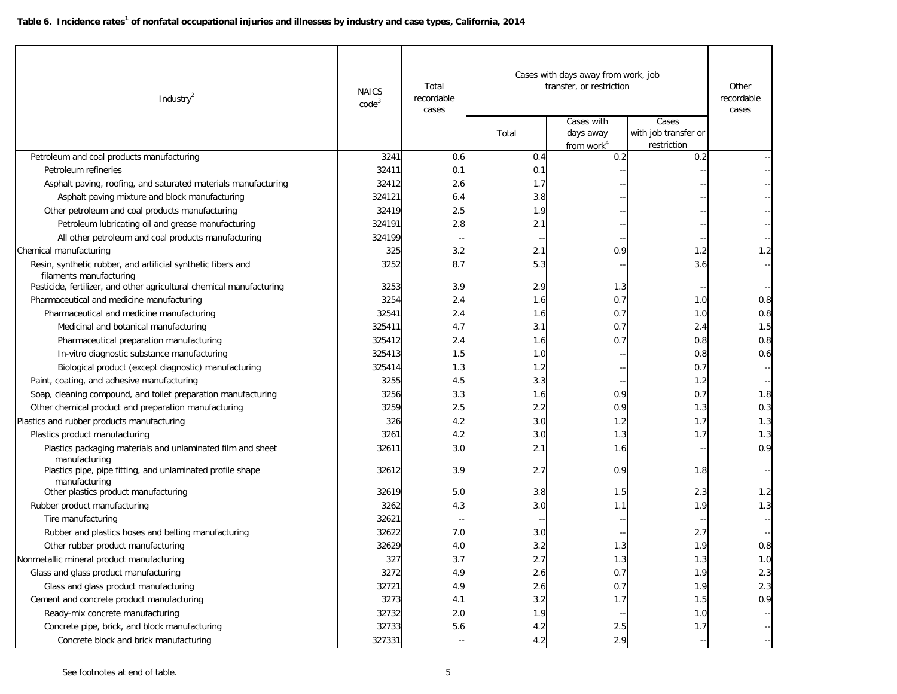**Table 6. Incidence rates[1] of nonfatal occupational injuries and illnesses by industry and case types, California, 2014**

| Industry[2] | NAICS code[3] | Total recordable cases | Cases with days away from work, job transfer, or restriction | | | Other recordable cases |
|---|---|---|---|---|---|---|
| | | | Total | Cases with days away from work[4] | Cases with job transfer or restriction | |
| Petroleum and coal products manufacturing | 3241 | 0.6 | 0.4 | 0.2 | 0.2 | -- |
| Petroleum refineries | 32411 | 0.1 | 0.1 | -- | -- | -- |
| Asphalt paving, roofing, and saturated materials manufacturing | 32412 | 2.6 | 1.7 | -- | -- | -- |
| Asphalt paving mixture and block manufacturing | 324121 | 6.4 | 3.8 | -- | -- | -- |
| Other petroleum and coal products manufacturing | 32419 | 2.5 | 1.9 | -- | -- | -- |
| Petroleum lubricating oil and grease manufacturing | 324191 | 2.8 | 2.1 | -- | -- | -- |
| All other petroleum and coal products manufacturing | 324199 | -- | -- | -- | -- | -- |
| Chemical manufacturing | 325 | 3.2 | 2.1 | 0.9 | 1.2 | 1.2 |
| Resin, synthetic rubber, and artificial synthetic fibers and filaments manufacturing | 3252 | 8.7 | 5.3 | -- | 3.6 | -- |
| Pesticide, fertilizer, and other agricultural chemical manufacturing | 3253 | 3.9 | 2.9 | 1.3 | -- | -- |
| Pharmaceutical and medicine manufacturing | 3254 | 2.4 | 1.6 | 0.7 | 1.0 | 0.8 |
| Pharmaceutical and medicine manufacturing | 32541 | 2.4 | 1.6 | 0.7 | 1.0 | 0.8 |
| Medicinal and botanical manufacturing | 325411 | 4.7 | 3.1 | 0.7 | 2.4 | 1.5 |
| Pharmaceutical preparation manufacturing | 325412 | 2.4 | 1.6 | 0.7 | 0.8 | 0.8 |
| In-vitro diagnostic substance manufacturing | 325413 | 1.5 | 1.0 | -- | 0.8 | 0.6 |
| Biological product (except diagnostic) manufacturing | 325414 | 1.3 | 1.2 | -- | 0.7 | -- |
| Paint, coating, and adhesive manufacturing | 3255 | 4.5 | 3.3 | -- | 1.2 | -- |
| Soap, cleaning compound, and toilet preparation manufacturing | 3256 | 3.3 | 1.6 | 0.9 | 0.7 | 1.8 |
| Other chemical product and preparation manufacturing | 3259 | 2.5 | 2.2 | 0.9 | 1.3 | 0.3 |
| Plastics and rubber products manufacturing | 326 | 4.2 | 3.0 | 1.2 | 1.7 | 1.3 |
| Plastics product manufacturing | 3261 | 4.2 | 3.0 | 1.3 | 1.7 | 1.3 |
| Plastics packaging materials and unlaminated film and sheet manufacturing | 32611 | 3.0 | 2.1 | 1.6 | -- | 0.9 |
| Plastics pipe, pipe fitting, and unlaminated profile shape manufacturing | 32612 | 3.9 | 2.7 | 0.9 | 1.8 | -- |
| Other plastics product manufacturing | 32619 | 5.0 | 3.8 | 1.5 | 2.3 | 1.2 |
| Rubber product manufacturing | 3262 | 4.3 | 3.0 | 1.1 | 1.9 | 1.3 |
| Tire manufacturing | 32621 | -- | -- | -- | -- | -- |
| Rubber and plastics hoses and belting manufacturing | 32622 | 7.0 | 3.0 | -- | 2.7 | -- |
| Other rubber product manufacturing | 32629 | 4.0 | 3.2 | 1.3 | 1.9 | 0.8 |
| Nonmetallic mineral product manufacturing | 327 | 3.7 | 2.7 | 1.3 | 1.3 | 1.0 |
| Glass and glass product manufacturing | 3272 | 4.9 | 2.6 | 0.7 | 1.9 | 2.3 |
| Glass and glass product manufacturing | 32721 | 4.9 | 2.6 | 0.7 | 1.9 | 2.3 |
| Cement and concrete product manufacturing | 3273 | 4.1 | 3.2 | 1.7 | 1.5 | 0.9 |
| Ready-mix concrete manufacturing | 32732 | 2.0 | 1.9 | -- | 1.0 | -- |
| Concrete pipe, brick, and block manufacturing | 32733 | 5.6 | 4.2 | 2.5 | 1.7 | -- |
| Concrete block and brick manufacturing | 327331 | -- | 4.2 | 2.9 | -- | -- |

See footnotes at end of table.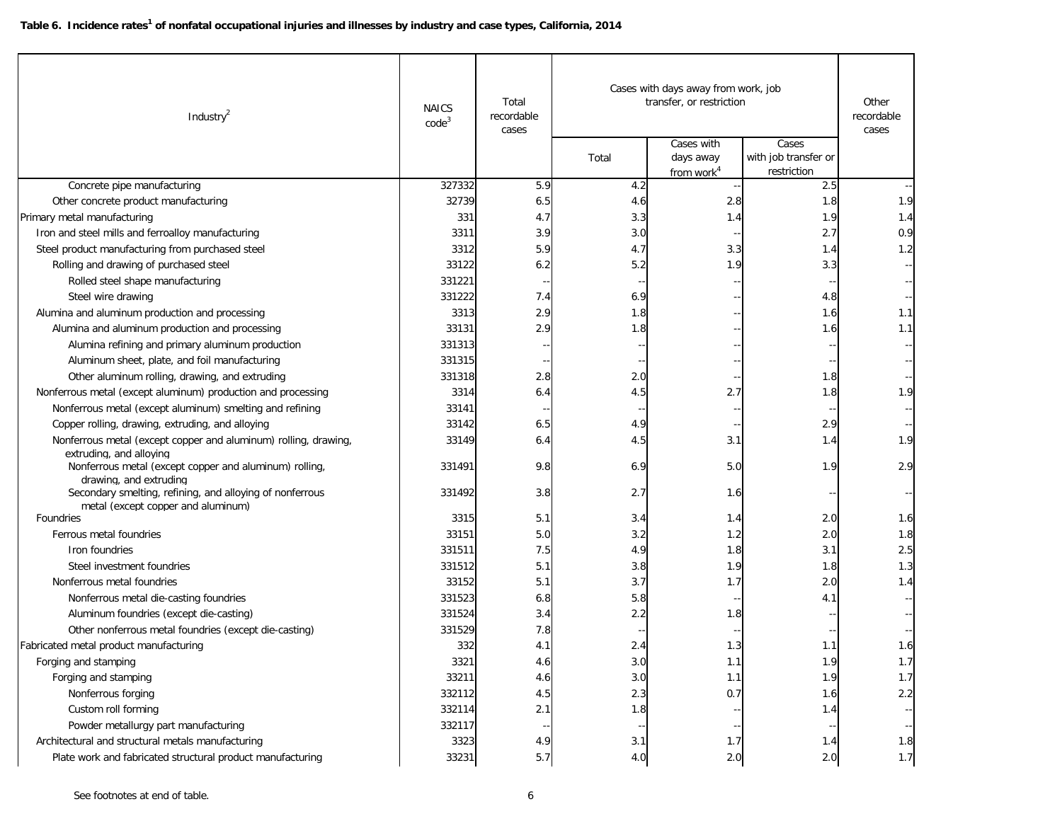**Table 6. Incidence rates[1] of nonfatal occupational injuries and illnesses by industry and case types, California, 2014**

| Industry[2] | NAICS code[3] | Total recordable cases | Cases with days away from work, job transfer, or restriction | | | Other recordable cases |
|---|---|---|---|---|---|---|
| | | | Total | Cases with days away from work[4] | Cases with job transfer or restriction | |
| Concrete pipe manufacturing | 327332 | 5.9 | 4.2 | -- | 2.5 | -- |
| Other concrete product manufacturing | 32739 | 6.5 | 4.6 | 2.8 | 1.8 | 1.9 |
| Primary metal manufacturing | 331 | 4.7 | 3.3 | 1.4 | 1.9 | 1.4 |
| Iron and steel mills and ferroalloy manufacturing | 3311 | 3.9 | 3.0 | -- | 2.7 | 0.9 |
| Steel product manufacturing from purchased steel | 3312 | 5.9 | 4.7 | 3.3 | 1.4 | 1.2 |
| Rolling and drawing of purchased steel | 33122 | 6.2 | 5.2 | 1.9 | 3.3 | -- |
| Rolled steel shape manufacturing | 331221 | -- | -- | -- | -- | -- |
| Steel wire drawing | 331222 | 7.4 | 6.9 | -- | 4.8 | -- |
| Alumina and aluminum production and processing | 3313 | 2.9 | 1.8 | -- | 1.6 | 1.1 |
| Alumina and aluminum production and processing | 33131 | 2.9 | 1.8 | -- | 1.6 | 1.1 |
| Alumina refining and primary aluminum production | 331313 | -- | -- | -- | -- | -- |
| Aluminum sheet, plate, and foil manufacturing | 331315 | -- | -- | -- | -- | -- |
| Other aluminum rolling, drawing, and extruding | 331318 | 2.8 | 2.0 | -- | 1.8 | -- |
| Nonferrous metal (except aluminum) production and processing | 3314 | 6.4 | 4.5 | 2.7 | 1.8 | 1.9 |
| Nonferrous metal (except aluminum) smelting and refining | 33141 | -- | -- | -- | -- | -- |
| Copper rolling, drawing, extruding, and alloying | 33142 | 6.5 | 4.9 | -- | 2.9 | -- |
| Nonferrous metal (except copper and aluminum) rolling, drawing, extruding, and alloying | 33149 | 6.4 | 4.5 | 3.1 | 1.4 | 1.9 |
| Nonferrous metal (except copper and aluminum) rolling, drawing, and extruding | 331491 | 9.8 | 6.9 | 5.0 | 1.9 | 2.9 |
| Secondary smelting, refining, and alloying of nonferrous metal (except copper and aluminum) | 331492 | 3.8 | 2.7 | 1.6 | -- | -- |
| Foundries | 3315 | 5.1 | 3.4 | 1.4 | 2.0 | 1.6 |
| Ferrous metal foundries | 33151 | 5.0 | 3.2 | 1.2 | 2.0 | 1.8 |
| Iron foundries | 331511 | 7.5 | 4.9 | 1.8 | 3.1 | 2.5 |
| Steel investment foundries | 331512 | 5.1 | 3.8 | 1.9 | 1.8 | 1.3 |
| Nonferrous metal foundries | 33152 | 5.1 | 3.7 | 1.7 | 2.0 | 1.4 |
| Nonferrous metal die-casting foundries | 331523 | 6.8 | 5.8 | -- | 4.1 | -- |
| Aluminum foundries (except die-casting) | 331524 | 3.4 | 2.2 | 1.8 | -- | -- |
| Other nonferrous metal foundries (except die-casting) | 331529 | 7.8 | -- | -- | -- | -- |
| Fabricated metal product manufacturing | 332 | 4.1 | 2.4 | 1.3 | 1.1 | 1.6 |
| Forging and stamping | 3321 | 4.6 | 3.0 | 1.1 | 1.9 | 1.7 |
| Forging and stamping | 33211 | 4.6 | 3.0 | 1.1 | 1.9 | 1.7 |
| Nonferrous forging | 332112 | 4.5 | 2.3 | 0.7 | 1.6 | 2.2 |
| Custom roll forming | 332114 | 2.1 | 1.8 | -- | 1.4 | -- |
| Powder metallurgy part manufacturing | 332117 | -- | -- | -- | -- | -- |
| Architectural and structural metals manufacturing | 3323 | 4.9 | 3.1 | 1.7 | 1.4 | 1.8 |
| Plate work and fabricated structural product manufacturing | 33231 | 5.7 | 4.0 | 2.0 | 2.0 | 1.7 |

See footnotes at end of table.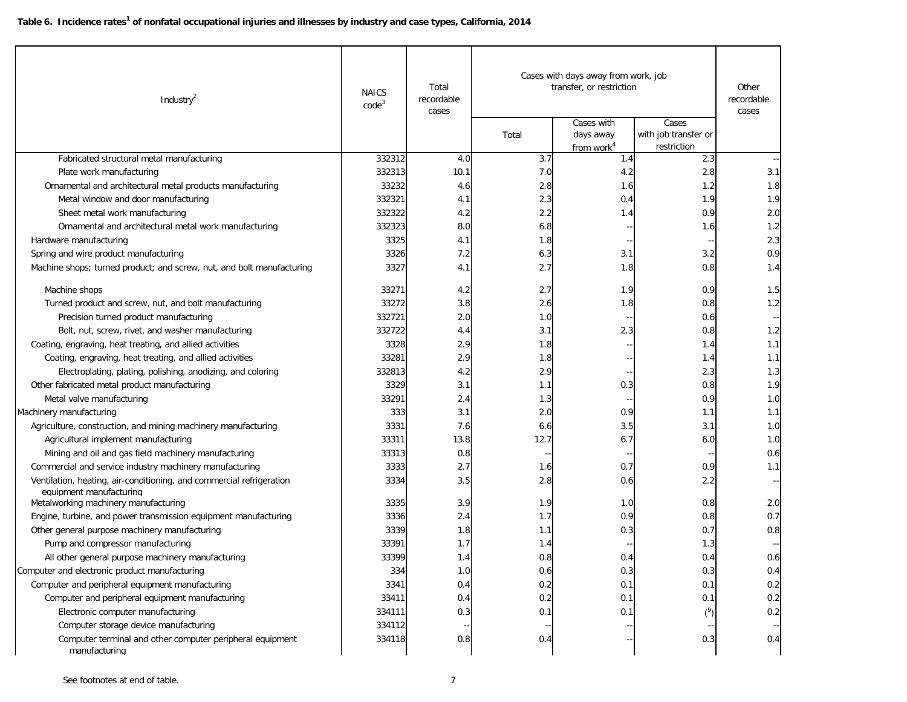**Table 6. Incidence rates[1] of nonfatal occupational injuries and illnesses by industry and case types, California, 2014**

| Industry[2] | NAICS code[3] | Total recordable cases | Cases with days away from work, job transfer, or restriction | | | Other recordable cases |
|---|---|---|---|---|---|---|
| | | | Total | Cases with days away from work[4] | Cases with job transfer or restriction | |
| Fabricated structural metal manufacturing | 332312 | 4.0 | 3.7 | 1.4 | 2.3 | -- |
| Plate work manufacturing | 332313 | 10.1 | 7.0 | 4.2 | 2.8 | 3.1 |
| Ornamental and architectural metal products manufacturing | 33232 | 4.6 | 2.8 | 1.6 | 1.2 | 1.8 |
| Metal window and door manufacturing | 332321 | 4.1 | 2.3 | 0.4 | 1.9 | 1.9 |
| Sheet metal work manufacturing | 332322 | 4.2 | 2.2 | 1.4 | 0.9 | 2.0 |
| Ornamental and architectural metal work manufacturing | 332323 | 8.0 | 6.8 | -- | 1.6 | 1.2 |
| Hardware manufacturing | 3325 | 4.1 | 1.8 | -- | -- | 2.3 |
| Spring and wire product manufacturing | 3326 | 7.2 | 6.3 | 3.1 | 3.2 | 0.9 |
| Machine shops; turned product; and screw, nut, and bolt manufacturing | 3327 | 4.1 | 2.7 | 1.8 | 0.8 | 1.4 |
| Machine shops | 33271 | 4.2 | 2.7 | 1.9 | 0.9 | 1.5 |
| Turned product and screw, nut, and bolt manufacturing | 33272 | 3.8 | 2.6 | 1.8 | 0.8 | 1.2 |
| Precision turned product manufacturing | 332721 | 2.0 | 1.0 | -- | 0.6 | -- |
| Bolt, nut, screw, rivet, and washer manufacturing | 332722 | 4.4 | 3.1 | 2.3 | 0.8 | 1.2 |
| Coating, engraving, heat treating, and allied activities | 3328 | 2.9 | 1.8 | -- | 1.4 | 1.1 |
| Coating, engraving, heat treating, and allied activities | 33281 | 2.9 | 1.8 | -- | 1.4 | 1.1 |
| Electroplating, plating, polishing, anodizing, and coloring | 332813 | 4.2 | 2.9 | -- | 2.3 | 1.3 |
| Other fabricated metal product manufacturing | 3329 | 3.1 | 1.1 | 0.3 | 0.8 | 1.9 |
| Metal valve manufacturing | 33291 | 2.4 | 1.3 | -- | 0.9 | 1.0 |
| Machinery manufacturing | 333 | 3.1 | 2.0 | 0.9 | 1.1 | 1.1 |
| Agriculture, construction, and mining machinery manufacturing | 3331 | 7.6 | 6.6 | 3.5 | 3.1 | 1.0 |
| Agricultural implement manufacturing | 33311 | 13.8 | 12.7 | 6.7 | 6.0 | 1.0 |
| Mining and oil and gas field machinery manufacturing | 33313 | 0.8 | -- | -- | -- | 0.6 |
| Commercial and service industry machinery manufacturing | 3333 | 2.7 | 1.6 | 0.7 | 0.9 | 1.1 |
| Ventilation, heating, air-conditioning, and commercial refrigeration equipment manufacturing | 3334 | 3.5 | 2.8 | 0.6 | 2.2 | -- |
| Metalworking machinery manufacturing | 3335 | 3.9 | 1.9 | 1.0 | 0.8 | 2.0 |
| Engine, turbine, and power transmission equipment manufacturing | 3336 | 2.4 | 1.7 | 0.9 | 0.8 | 0.7 |
| Other general purpose machinery manufacturing | 3339 | 1.8 | 1.1 | 0.3 | 0.7 | 0.8 |
| Pump and compressor manufacturing | 33391 | 1.7 | 1.4 | -- | 1.3 | -- |
| All other general purpose machinery manufacturing | 33399 | 1.4 | 0.8 | 0.4 | 0.4 | 0.6 |
| Computer and electronic product manufacturing | 334 | 1.0 | 0.6 | 0.3 | 0.3 | 0.4 |
| Computer and peripheral equipment manufacturing | 3341 | 0.4 | 0.2 | 0.1 | 0.1 | 0.2 |
| Computer and peripheral equipment manufacturing | 33411 | 0.4 | 0.2 | 0.1 | 0.1 | 0.2 |
| Electronic computer manufacturing | 334111 | 0.3 | 0.1 | 0.1 | ([9]) | 0.2 |
| Computer storage device manufacturing | 334112 | -- | -- | -- | -- | -- |
| Computer terminal and other computer peripheral equipment manufacturing | 334118 | 0.8 | 0.4 | -- | 0.3 | 0.4 |

See footnotes at end of table.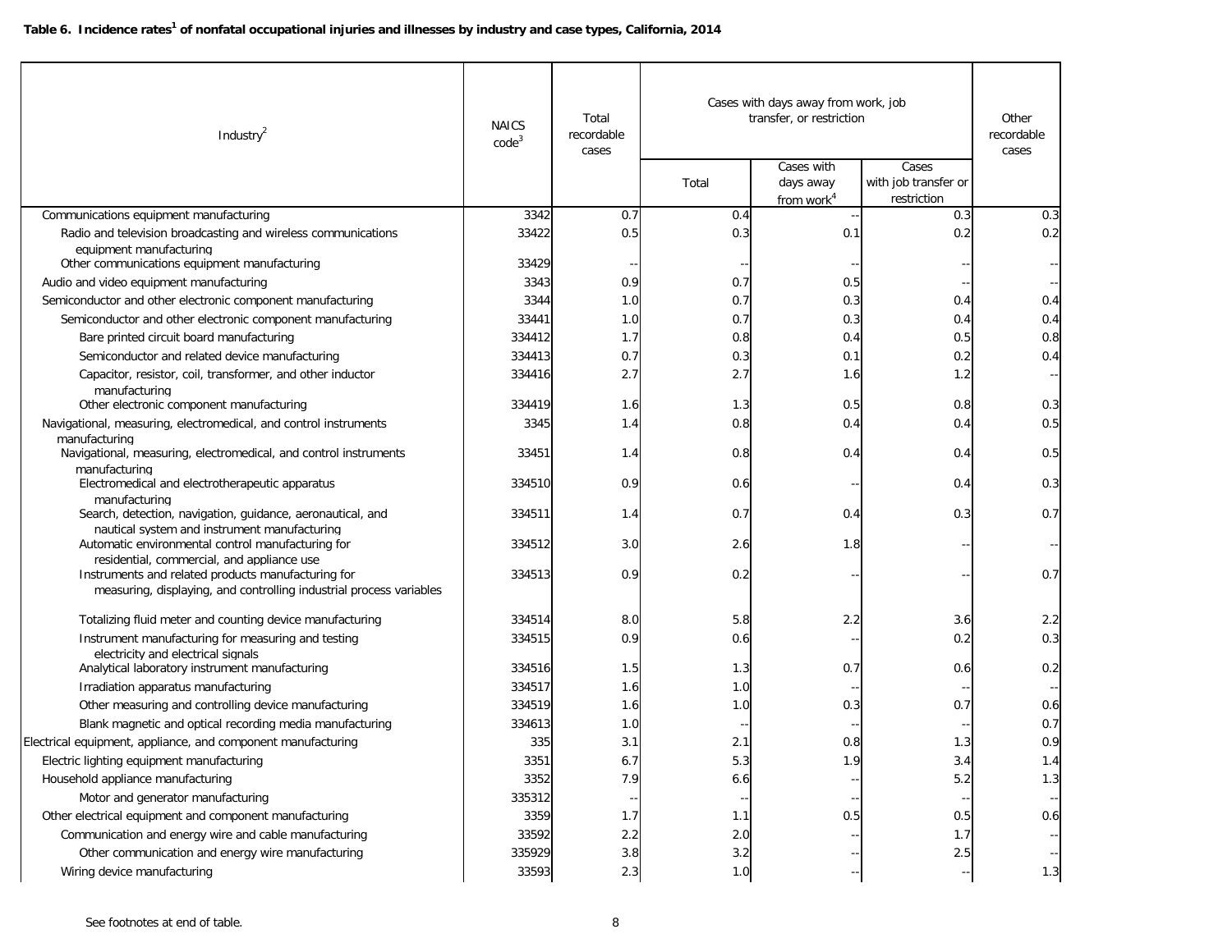**Table 6. Incidence rates[1] of nonfatal occupational injuries and illnesses by industry and case types, California, 2014**

| Industry[2] | NAICS code[3] | Total recordable cases | Cases with days away from work, job transfer, or restriction | | | Other recordable cases |
|---|---|---|---|---|---|---|
| | | | Total | Cases with days away from work[4] | Cases with job transfer or restriction | |
| Communications equipment manufacturing | 3342 | 0.7 | 0.4 | -- | 0.3 | 0.3 |
| Radio and television broadcasting and wireless communications equipment manufacturing | 33422 | 0.5 | 0.3 | 0.1 | 0.2 | 0.2 |
| Other communications equipment manufacturing | 33429 | -- | -- | -- | -- | -- |
| Audio and video equipment manufacturing | 3343 | 0.9 | 0.7 | 0.5 | -- | -- |
| Semiconductor and other electronic component manufacturing | 3344 | 1.0 | 0.7 | 0.3 | 0.4 | 0.4 |
| Semiconductor and other electronic component manufacturing | 33441 | 1.0 | 0.7 | 0.3 | 0.4 | 0.4 |
| Bare printed circuit board manufacturing | 334412 | 1.7 | 0.8 | 0.4 | 0.5 | 0.8 |
| Semiconductor and related device manufacturing | 334413 | 0.7 | 0.3 | 0.1 | 0.2 | 0.4 |
| Capacitor, resistor, coil, transformer, and other inductor manufacturing | 334416 | 2.7 | 2.7 | 1.6 | 1.2 | -- |
| Other electronic component manufacturing | 334419 | 1.6 | 1.3 | 0.5 | 0.8 | 0.3 |
| Navigational, measuring, electromedical, and control instruments manufacturing | 3345 | 1.4 | 0.8 | 0.4 | 0.4 | 0.5 |
| Navigational, measuring, electromedical, and control instruments manufacturing | 33451 | 1.4 | 0.8 | 0.4 | 0.4 | 0.5 |
| Electromedical and electrotherapeutic apparatus manufacturing | 334510 | 0.9 | 0.6 | -- | 0.4 | 0.3 |
| Search, detection, navigation, guidance, aeronautical, and nautical system and instrument manufacturing | 334511 | 1.4 | 0.7 | 0.4 | 0.3 | 0.7 |
| Automatic environmental control manufacturing for residential, commercial, and appliance use | 334512 | 3.0 | 2.6 | 1.8 | -- | -- |
| Instruments and related products manufacturing for measuring, displaying, and controlling industrial process variables | 334513 | 0.9 | 0.2 | -- | -- | 0.7 |
| Totalizing fluid meter and counting device manufacturing | 334514 | 8.0 | 5.8 | 2.2 | 3.6 | 2.2 |
| Instrument manufacturing for measuring and testing electricity and electrical signals | 334515 | 0.9 | 0.6 | -- | 0.2 | 0.3 |
| Analytical laboratory instrument manufacturing | 334516 | 1.5 | 1.3 | 0.7 | 0.6 | 0.2 |
| Irradiation apparatus manufacturing | 334517 | 1.6 | 1.0 | -- | -- | -- |
| Other measuring and controlling device manufacturing | 334519 | 1.6 | 1.0 | 0.3 | 0.7 | 0.6 |
| Blank magnetic and optical recording media manufacturing | 334613 | 1.0 | -- | -- | -- | 0.7 |
| Electrical equipment, appliance, and component manufacturing | 335 | 3.1 | 2.1 | 0.8 | 1.3 | 0.9 |
| Electric lighting equipment manufacturing | 3351 | 6.7 | 5.3 | 1.9 | 3.4 | 1.4 |
| Household appliance manufacturing | 3352 | 7.9 | 6.6 | -- | 5.2 | 1.3 |
| Motor and generator manufacturing | 335312 | -- | -- | -- | -- | -- |
| Other electrical equipment and component manufacturing | 3359 | 1.7 | 1.1 | 0.5 | 0.5 | 0.6 |
| Communication and energy wire and cable manufacturing | 33592 | 2.2 | 2.0 | -- | 1.7 | -- |
| Other communication and energy wire manufacturing | 335929 | 3.8 | 3.2 | -- | 2.5 | -- |
| Wiring device manufacturing | 33593 | 2.3 | 1.0 | -- | -- | 1.3 |

See footnotes at end of table.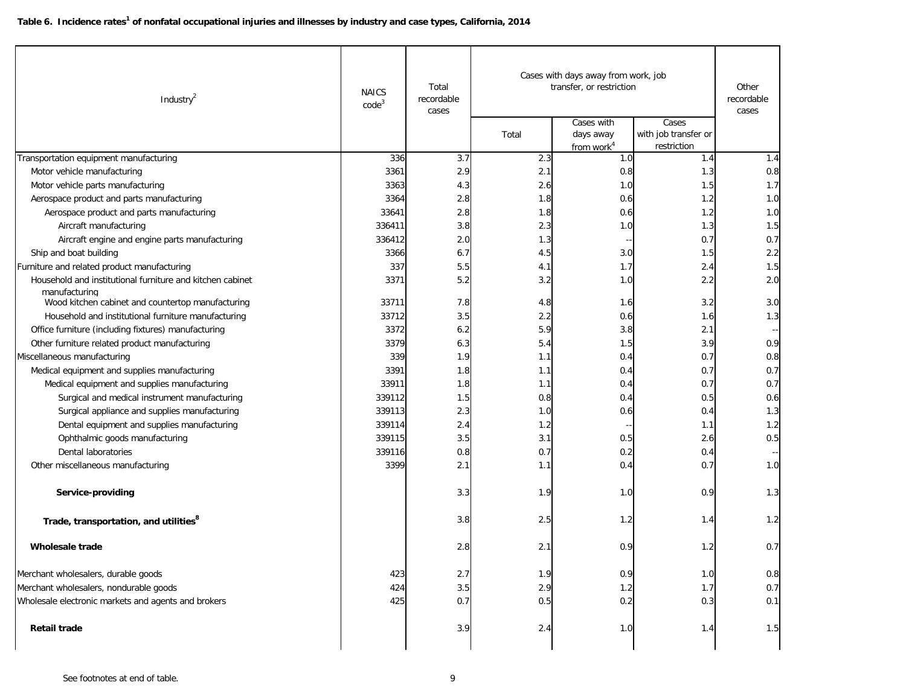**Table 6. Incidence rates[1] of nonfatal occupational injuries and illnesses by industry and case types, California, 2014**

| Industry[2] | NAICS code[3] | Total recordable cases | Cases with days away from work, job transfer, or restriction | | | Other recordable cases |
|---|---|---|---|---|---|---|
| | | | Total | Cases with days away from work[4] | Cases with job transfer or restriction | |
| Transportation equipment manufacturing | 336 | 3.7 | 2.3 | 1.0 | 1.4 | 1.4 |
| Motor vehicle manufacturing | 3361 | 2.9 | 2.1 | 0.8 | 1.3 | 0.8 |
| Motor vehicle parts manufacturing | 3363 | 4.3 | 2.6 | 1.0 | 1.5 | 1.7 |
| Aerospace product and parts manufacturing | 3364 | 2.8 | 1.8 | 0.6 | 1.2 | 1.0 |
| Aerospace product and parts manufacturing | 33641 | 2.8 | 1.8 | 0.6 | 1.2 | 1.0 |
| Aircraft manufacturing | 336411 | 3.8 | 2.3 | 1.0 | 1.3 | 1.5 |
| Aircraft engine and engine parts manufacturing | 336412 | 2.0 | 1.3 | -- | 0.7 | 0.7 |
| Ship and boat building | 3366 | 6.7 | 4.5 | 3.0 | 1.5 | 2.2 |
| Furniture and related product manufacturing | 337 | 5.5 | 4.1 | 1.7 | 2.4 | 1.5 |
| Household and institutional furniture and kitchen cabinet manufacturing | 3371 | 5.2 | 3.2 | 1.0 | 2.2 | 2.0 |
| Wood kitchen cabinet and countertop manufacturing | 33711 | 7.8 | 4.8 | 1.6 | 3.2 | 3.0 |
| Household and institutional furniture manufacturing | 33712 | 3.5 | 2.2 | 0.6 | 1.6 | 1.3 |
| Office furniture (including fixtures) manufacturing | 3372 | 6.2 | 5.9 | 3.8 | 2.1 | -- |
| Other furniture related product manufacturing | 3379 | 6.3 | 5.4 | 1.5 | 3.9 | 0.9 |
| Miscellaneous manufacturing | 339 | 1.9 | 1.1 | 0.4 | 0.7 | 0.8 |
| Medical equipment and supplies manufacturing | 3391 | 1.8 | 1.1 | 0.4 | 0.7 | 0.7 |
| Medical equipment and supplies manufacturing | 33911 | 1.8 | 1.1 | 0.4 | 0.7 | 0.7 |
| Surgical and medical instrument manufacturing | 339112 | 1.5 | 0.8 | 0.4 | 0.5 | 0.6 |
| Surgical appliance and supplies manufacturing | 339113 | 2.3 | 1.0 | 0.6 | 0.4 | 1.3 |
| Dental equipment and supplies manufacturing | 339114 | 2.4 | 1.2 | -- | 1.1 | 1.2 |
| Ophthalmic goods manufacturing | 339115 | 3.5 | 3.1 | 0.5 | 2.6 | 0.5 |
| Dental laboratories | 339116 | 0.8 | 0.7 | 0.2 | 0.4 | -- |
| Other miscellaneous manufacturing | 3399 | 2.1 | 1.1 | 0.4 | 0.7 | 1.0 |
| **Service-providing** | | 3.3 | 1.9 | 1.0 | 0.9 | 1.3 |
| **Trade, transportation, and utilities[8]** | | 3.8 | 2.5 | 1.2 | 1.4 | 1.2 |
| **Wholesale trade** | | 2.8 | 2.1 | 0.9 | 1.2 | 0.7 |
| Merchant wholesalers, durable goods | 423 | 2.7 | 1.9 | 0.9 | 1.0 | 0.8 |
| Merchant wholesalers, nondurable goods | 424 | 3.5 | 2.9 | 1.2 | 1.7 | 0.7 |
| Wholesale electronic markets and agents and brokers | 425 | 0.7 | 0.5 | 0.2 | 0.3 | 0.1 |
| **Retail trade** | | 3.9 | 2.4 | 1.0 | 1.4 | 1.5 |

See footnotes at end of table.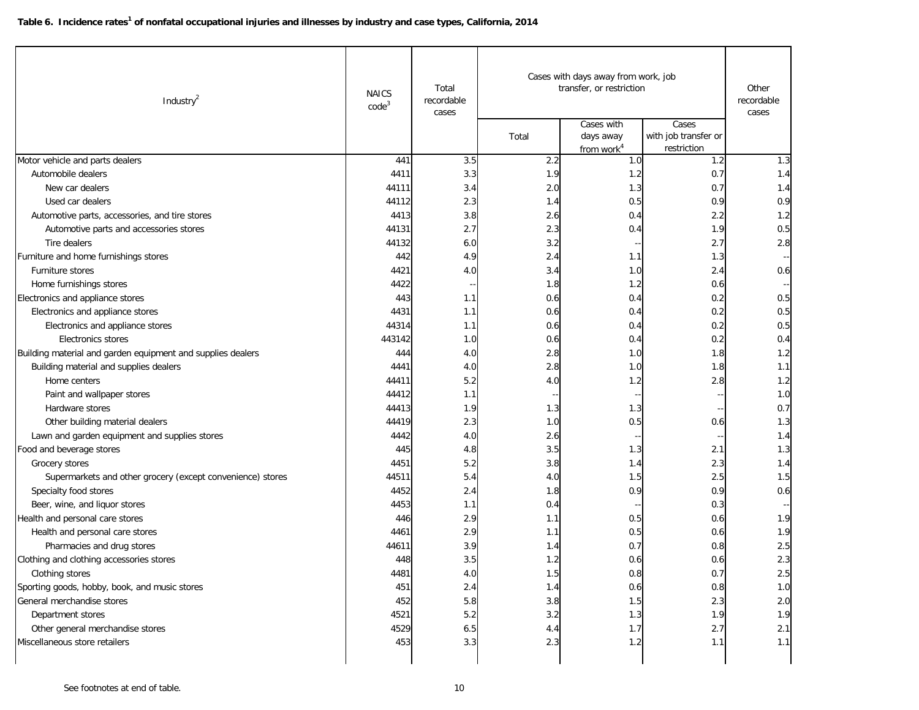**Table 6. Incidence rates[1] of nonfatal occupational injuries and illnesses by industry and case types, California, 2014**

| Industry[2] | NAICS code[3] | Total recordable cases | Cases with days away from work, job transfer, or restriction | | | Other recordable cases |
|---|---|---|---|---|---|---|
| | | | Total | Cases with days away from work[4] | Cases with job transfer or restriction | |
| Motor vehicle and parts dealers | 441 | 3.5 | 2.2 | 1.0 | 1.2 | 1.3 |
| Automobile dealers | 4411 | 3.3 | 1.9 | 1.2 | 0.7 | 1.4 |
| New car dealers | 44111 | 3.4 | 2.0 | 1.3 | 0.7 | 1.4 |
| Used car dealers | 44112 | 2.3 | 1.4 | 0.5 | 0.9 | 0.9 |
| Automotive parts, accessories, and tire stores | 4413 | 3.8 | 2.6 | 0.4 | 2.2 | 1.2 |
| Automotive parts and accessories stores | 44131 | 2.7 | 2.3 | 0.4 | 1.9 | 0.5 |
| Tire dealers | 44132 | 6.0 | 3.2 | -- | 2.7 | 2.8 |
| Furniture and home furnishings stores | 442 | 4.9 | 2.4 | 1.1 | 1.3 | -- |
| Furniture stores | 4421 | 4.0 | 3.4 | 1.0 | 2.4 | 0.6 |
| Home furnishings stores | 4422 | -- | 1.8 | 1.2 | 0.6 | -- |
| Electronics and appliance stores | 443 | 1.1 | 0.6 | 0.4 | 0.2 | 0.5 |
| Electronics and appliance stores | 4431 | 1.1 | 0.6 | 0.4 | 0.2 | 0.5 |
| Electronics and appliance stores | 44314 | 1.1 | 0.6 | 0.4 | 0.2 | 0.5 |
| Electronics stores | 443142 | 1.0 | 0.6 | 0.4 | 0.2 | 0.4 |
| Building material and garden equipment and supplies dealers | 444 | 4.0 | 2.8 | 1.0 | 1.8 | 1.2 |
| Building material and supplies dealers | 4441 | 4.0 | 2.8 | 1.0 | 1.8 | 1.1 |
| Home centers | 44411 | 5.2 | 4.0 | 1.2 | 2.8 | 1.2 |
| Paint and wallpaper stores | 44412 | 1.1 | -- | -- | -- | 1.0 |
| Hardware stores | 44413 | 1.9 | 1.3 | 1.3 | -- | 0.7 |
| Other building material dealers | 44419 | 2.3 | 1.0 | 0.5 | 0.6 | 1.3 |
| Lawn and garden equipment and supplies stores | 4442 | 4.0 | 2.6 | -- | -- | 1.4 |
| Food and beverage stores | 445 | 4.8 | 3.5 | 1.3 | 2.1 | 1.3 |
| Grocery stores | 4451 | 5.2 | 3.8 | 1.4 | 2.3 | 1.4 |
| Supermarkets and other grocery (except convenience) stores | 44511 | 5.4 | 4.0 | 1.5 | 2.5 | 1.5 |
| Specialty food stores | 4452 | 2.4 | 1.8 | 0.9 | 0.9 | 0.6 |
| Beer, wine, and liquor stores | 4453 | 1.1 | 0.4 | -- | 0.3 | -- |
| Health and personal care stores | 446 | 2.9 | 1.1 | 0.5 | 0.6 | 1.9 |
| Health and personal care stores | 4461 | 2.9 | 1.1 | 0.5 | 0.6 | 1.9 |
| Pharmacies and drug stores | 44611 | 3.9 | 1.4 | 0.7 | 0.8 | 2.5 |
| Clothing and clothing accessories stores | 448 | 3.5 | 1.2 | 0.6 | 0.6 | 2.3 |
| Clothing stores | 4481 | 4.0 | 1.5 | 0.8 | 0.7 | 2.5 |
| Sporting goods, hobby, book, and music stores | 451 | 2.4 | 1.4 | 0.6 | 0.8 | 1.0 |
| General merchandise stores | 452 | 5.8 | 3.8 | 1.5 | 2.3 | 2.0 |
| Department stores | 4521 | 5.2 | 3.2 | 1.3 | 1.9 | 1.9 |
| Other general merchandise stores | 4529 | 6.5 | 4.4 | 1.7 | 2.7 | 2.1 |
| Miscellaneous store retailers | 453 | 3.3 | 2.3 | 1.2 | 1.1 | 1.1 |

See footnotes at end of table.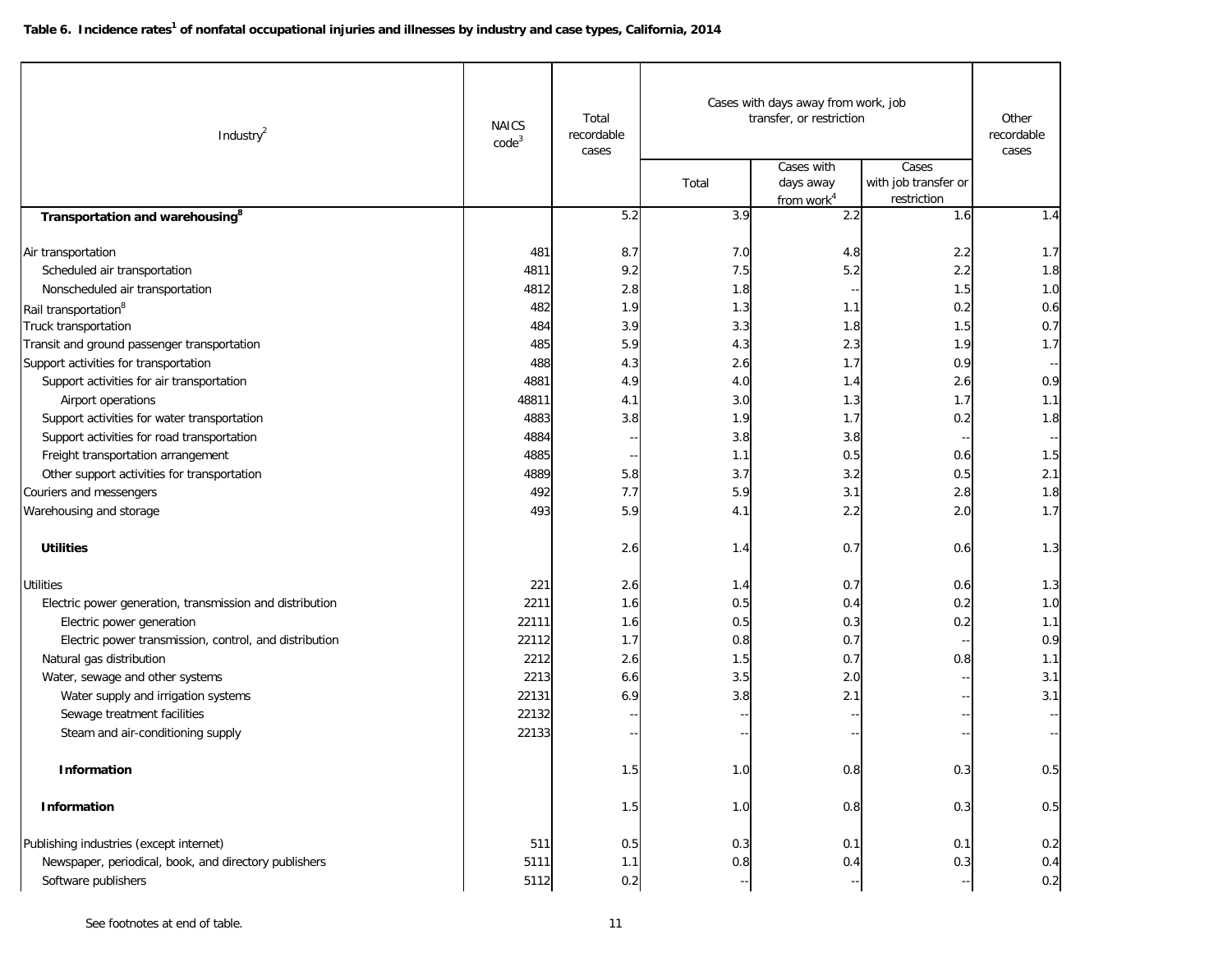**Table 6. Incidence rates[1] of nonfatal occupational injuries and illnesses by industry and case types, California, 2014**

| Industry[2] | NAICS code[3] | Total recordable cases | Cases with days away from work, job transfer, or restriction | | | Other recordable cases |
|---|---|---|---|---|---|---|
| | | | Total | Cases with days away from work[4] | Cases with job transfer or restriction | |
| **Transportation and warehousing[8]** | | 5.2 | 3.9 | 2.2 | 1.6 | 1.4 |
| Air transportation | 481 | 8.7 | 7.0 | 4.8 | 2.2 | 1.7 |
| Scheduled air transportation | 4811 | 9.2 | 7.5 | 5.2 | 2.2 | 1.8 |
| Nonscheduled air transportation | 4812 | 2.8 | 1.8 | -- | 1.5 | 1.0 |
| Rail transportation[8] | 482 | 1.9 | 1.3 | 1.1 | 0.2 | 0.6 |
| Truck transportation | 484 | 3.9 | 3.3 | 1.8 | 1.5 | 0.7 |
| Transit and ground passenger transportation | 485 | 5.9 | 4.3 | 2.3 | 1.9 | 1.7 |
| Support activities for transportation | 488 | 4.3 | 2.6 | 1.7 | 0.9 | -- |
| Support activities for air transportation | 4881 | 4.9 | 4.0 | 1.4 | 2.6 | 0.9 |
| Airport operations | 48811 | 4.1 | 3.0 | 1.3 | 1.7 | 1.1 |
| Support activities for water transportation | 4883 | 3.8 | 1.9 | 1.7 | 0.2 | 1.8 |
| Support activities for road transportation | 4884 | -- | 3.8 | 3.8 | -- | -- |
| Freight transportation arrangement | 4885 | -- | 1.1 | 0.5 | 0.6 | 1.5 |
| Other support activities for transportation | 4889 | 5.8 | 3.7 | 3.2 | 0.5 | 2.1 |
| Couriers and messengers | 492 | 7.7 | 5.9 | 3.1 | 2.8 | 1.8 |
| Warehousing and storage | 493 | 5.9 | 4.1 | 2.2 | 2.0 | 1.7 |
| **Utilities** | | 2.6 | 1.4 | 0.7 | 0.6 | 1.3 |
| Utilities | 221 | 2.6 | 1.4 | 0.7 | 0.6 | 1.3 |
| Electric power generation, transmission and distribution | 2211 | 1.6 | 0.5 | 0.4 | 0.2 | 1.0 |
| Electric power generation | 22111 | 1.6 | 0.5 | 0.3 | 0.2 | 1.1 |
| Electric power transmission, control, and distribution | 22112 | 1.7 | 0.8 | 0.7 | -- | 0.9 |
| Natural gas distribution | 2212 | 2.6 | 1.5 | 0.7 | 0.8 | 1.1 |
| Water, sewage and other systems | 2213 | 6.6 | 3.5 | 2.0 | -- | 3.1 |
| Water supply and irrigation systems | 22131 | 6.9 | 3.8 | 2.1 | -- | 3.1 |
| Sewage treatment facilities | 22132 | -- | -- | -- | -- | -- |
| Steam and air-conditioning supply | 22133 | -- | -- | -- | -- | -- |
| **Information** | | 1.5 | 1.0 | 0.8 | 0.3 | 0.5 |
| **Information** | | 1.5 | 1.0 | 0.8 | 0.3 | 0.5 |
| Publishing industries (except internet) | 511 | 0.5 | 0.3 | 0.1 | 0.1 | 0.2 |
| Newspaper, periodical, book, and directory publishers | 5111 | 1.1 | 0.8 | 0.4 | 0.3 | 0.4 |
| Software publishers | 5112 | 0.2 | -- | -- | -- | 0.2 |

See footnotes at end of table.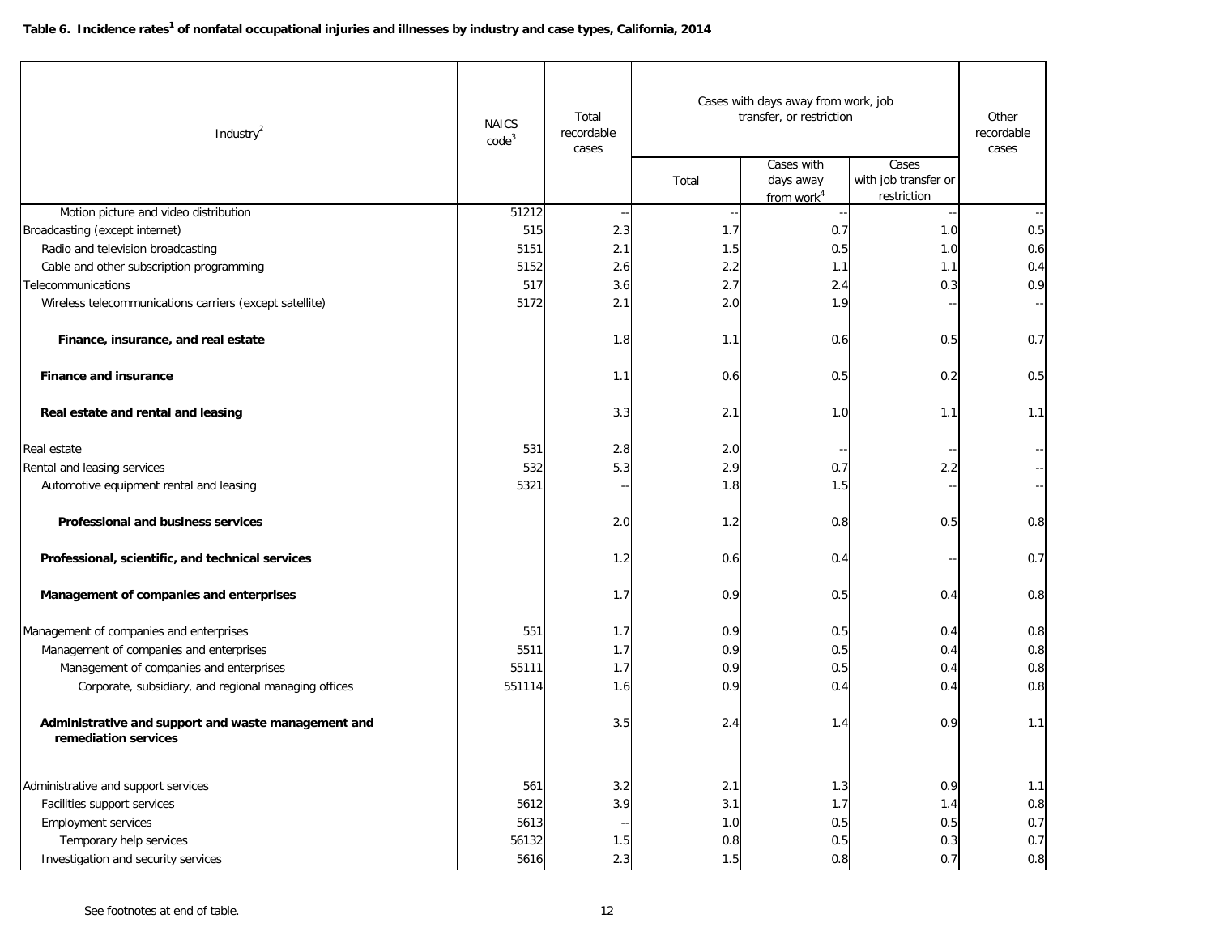**Table 6. Incidence rates[1] of nonfatal occupational injuries and illnesses by industry and case types, California, 2014**

| Industry[2] | NAICS code[3] | Total recordable cases | Cases with days away from work, job transfer, or restriction | | | Other recordable cases |
|---|---|---|---|---|---|---|
| | | | Total | Cases with days away from work[4] | Cases with job transfer or restriction | |
| Motion picture and video distribution | 51212 | -- | -- | -- | -- | -- |
| Broadcasting (except internet) | 515 | 2.3 | 1.7 | 0.7 | 1.0 | 0.5 |
| Radio and television broadcasting | 5151 | 2.1 | 1.5 | 0.5 | 1.0 | 0.6 |
| Cable and other subscription programming | 5152 | 2.6 | 2.2 | 1.1 | 1.1 | 0.4 |
| Telecommunications | 517 | 3.6 | 2.7 | 2.4 | 0.3 | 0.9 |
| Wireless telecommunications carriers (except satellite) | 5172 | 2.1 | 2.0 | 1.9 | -- | -- |
| **Finance, insurance, and real estate** | | 1.8 | 1.1 | 0.6 | 0.5 | 0.7 |
| **Finance and insurance** | | 1.1 | 0.6 | 0.5 | 0.2 | 0.5 |
| **Real estate and rental and leasing** | | 3.3 | 2.1 | 1.0 | 1.1 | 1.1 |
| Real estate | 531 | 2.8 | 2.0 | -- | -- | -- |
| Rental and leasing services | 532 | 5.3 | 2.9 | 0.7 | 2.2 | -- |
| Automotive equipment rental and leasing | 5321 | -- | 1.8 | 1.5 | -- | -- |
| **Professional and business services** | | 2.0 | 1.2 | 0.8 | 0.5 | 0.8 |
| **Professional, scientific, and technical services** | | 1.2 | 0.6 | 0.4 | -- | 0.7 |
| **Management of companies and enterprises** | | 1.7 | 0.9 | 0.5 | 0.4 | 0.8 |
| Management of companies and enterprises | 551 | 1.7 | 0.9 | 0.5 | 0.4 | 0.8 |
| Management of companies and enterprises | 5511 | 1.7 | 0.9 | 0.5 | 0.4 | 0.8 |
| Management of companies and enterprises | 55111 | 1.7 | 0.9 | 0.5 | 0.4 | 0.8 |
| Corporate, subsidiary, and regional managing offices | 551114 | 1.6 | 0.9 | 0.4 | 0.4 | 0.8 |
| **Administrative and support and waste management and remediation services** | | 3.5 | 2.4 | 1.4 | 0.9 | 1.1 |
| Administrative and support services | 561 | 3.2 | 2.1 | 1.3 | 0.9 | 1.1 |
| Facilities support services | 5612 | 3.9 | 3.1 | 1.7 | 1.4 | 0.8 |
| Employment services | 5613 | -- | 1.0 | 0.5 | 0.5 | 0.7 |
| Temporary help services | 56132 | 1.5 | 0.8 | 0.5 | 0.3 | 0.7 |
| Investigation and security services | 5616 | 2.3 | 1.5 | 0.8 | 0.7 | 0.8 |

See footnotes at end of table.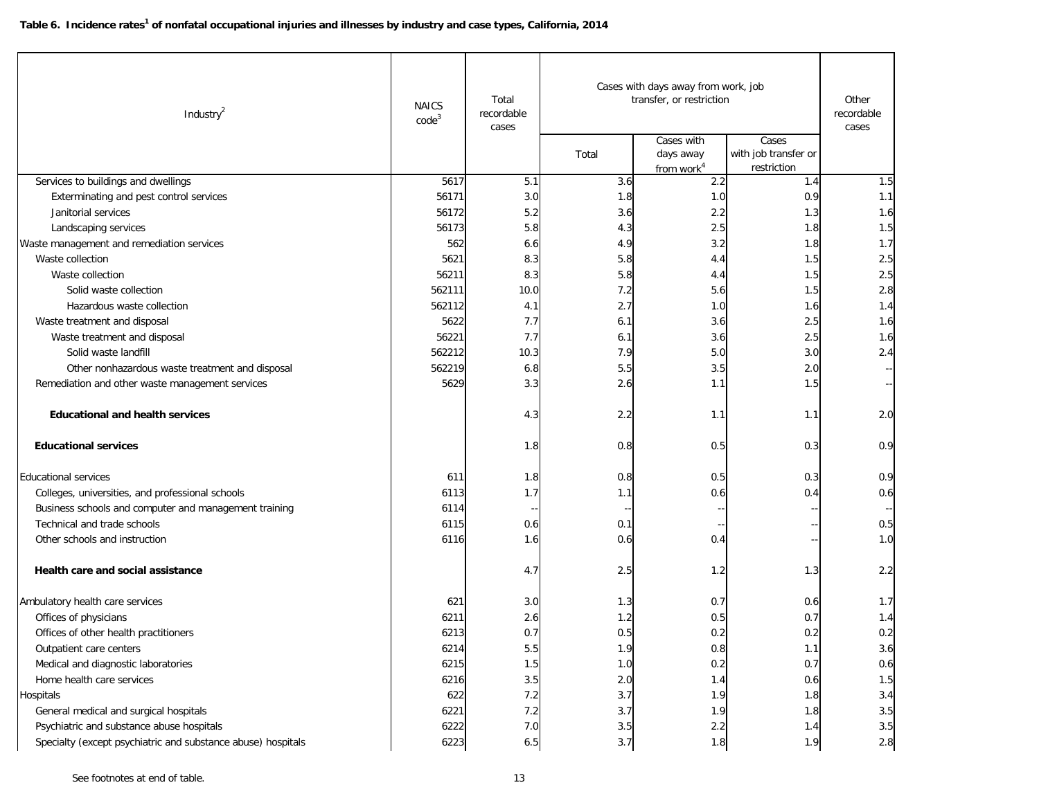**Table 6. Incidence rates[1] of nonfatal occupational injuries and illnesses by industry and case types, California, 2014**

| Industry[2] | NAICS code[3] | Total recordable cases | Cases with days away from work, job transfer, or restriction | | | Other recordable cases |
|---|---|---|---|---|---|---|
| | | | Total | Cases with days away from work[4] | Cases with job transfer or restriction | |
| Services to buildings and dwellings | 5617 | 5.1 | 3.6 | 2.2 | 1.4 | 1.5 |
| Exterminating and pest control services | 56171 | 3.0 | 1.8 | 1.0 | 0.9 | 1.1 |
| Janitorial services | 56172 | 5.2 | 3.6 | 2.2 | 1.3 | 1.6 |
| Landscaping services | 56173 | 5.8 | 4.3 | 2.5 | 1.8 | 1.5 |
| Waste management and remediation services | 562 | 6.6 | 4.9 | 3.2 | 1.8 | 1.7 |
| Waste collection | 5621 | 8.3 | 5.8 | 4.4 | 1.5 | 2.5 |
| Waste collection | 56211 | 8.3 | 5.8 | 4.4 | 1.5 | 2.5 |
| Solid waste collection | 562111 | 10.0 | 7.2 | 5.6 | 1.5 | 2.8 |
| Hazardous waste collection | 562112 | 4.1 | 2.7 | 1.0 | 1.6 | 1.4 |
| Waste treatment and disposal | 5622 | 7.7 | 6.1 | 3.6 | 2.5 | 1.6 |
| Waste treatment and disposal | 56221 | 7.7 | 6.1 | 3.6 | 2.5 | 1.6 |
| Solid waste landfill | 562212 | 10.3 | 7.9 | 5.0 | 3.0 | 2.4 |
| Other nonhazardous waste treatment and disposal | 562219 | 6.8 | 5.5 | 3.5 | 2.0 | -- |
| Remediation and other waste management services | 5629 | 3.3 | 2.6 | 1.1 | 1.5 | -- |
| **Educational and health services** | | 4.3 | 2.2 | 1.1 | 1.1 | 2.0 |
| **Educational services** | | 1.8 | 0.8 | 0.5 | 0.3 | 0.9 |
| Educational services | 611 | 1.8 | 0.8 | 0.5 | 0.3 | 0.9 |
| Colleges, universities, and professional schools | 6113 | 1.7 | 1.1 | 0.6 | 0.4 | 0.6 |
| Business schools and computer and management training | 6114 | -- | -- | -- | -- | -- |
| Technical and trade schools | 6115 | 0.6 | 0.1 | -- | -- | 0.5 |
| Other schools and instruction | 6116 | 1.6 | 0.6 | 0.4 | -- | 1.0 |
| **Health care and social assistance** | | 4.7 | 2.5 | 1.2 | 1.3 | 2.2 |
| Ambulatory health care services | 621 | 3.0 | 1.3 | 0.7 | 0.6 | 1.7 |
| Offices of physicians | 6211 | 2.6 | 1.2 | 0.5 | 0.7 | 1.4 |
| Offices of other health practitioners | 6213 | 0.7 | 0.5 | 0.2 | 0.2 | 0.2 |
| Outpatient care centers | 6214 | 5.5 | 1.9 | 0.8 | 1.1 | 3.6 |
| Medical and diagnostic laboratories | 6215 | 1.5 | 1.0 | 0.2 | 0.7 | 0.6 |
| Home health care services | 6216 | 3.5 | 2.0 | 1.4 | 0.6 | 1.5 |
| Hospitals | 622 | 7.2 | 3.7 | 1.9 | 1.8 | 3.4 |
| General medical and surgical hospitals | 6221 | 7.2 | 3.7 | 1.9 | 1.8 | 3.5 |
| Psychiatric and substance abuse hospitals | 6222 | 7.0 | 3.5 | 2.2 | 1.4 | 3.5 |
| Specialty (except psychiatric and substance abuse) hospitals | 6223 | 6.5 | 3.7 | 1.8 | 1.9 | 2.8 |

See footnotes at end of table.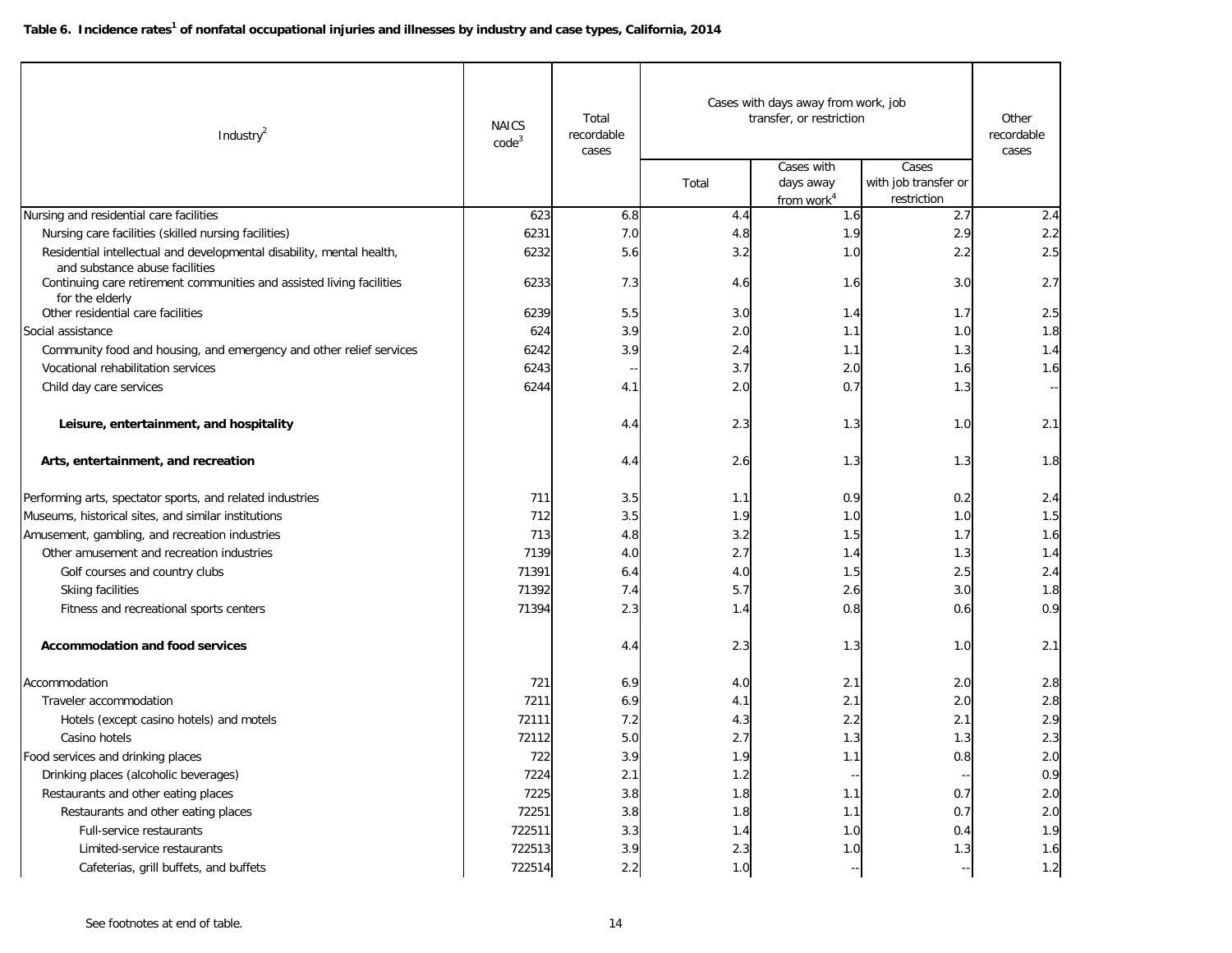**Table 6. Incidence rates[1] of nonfatal occupational injuries and illnesses by industry and case types, California, 2014**

| Industry[2] | NAICS code[3] | Total recordable cases | Cases with days away from work, job transfer, or restriction | | | Other recordable cases |
|---|---|---|---|---|---|---|
| | | | Total | Cases with days away from work[4] | Cases with job transfer or restriction | |
| Nursing and residential care facilities | 623 | 6.8 | 4.4 | 1.6 | 2.7 | 2.4 |
| Nursing care facilities (skilled nursing facilities) | 6231 | 7.0 | 4.8 | 1.9 | 2.9 | 2.2 |
| Residential intellectual and developmental disability, mental health, and substance abuse facilities | 6232 | 5.6 | 3.2 | 1.0 | 2.2 | 2.5 |
| Continuing care retirement communities and assisted living facilities for the elderly | 6233 | 7.3 | 4.6 | 1.6 | 3.0 | 2.7 |
| Other residential care facilities | 6239 | 5.5 | 3.0 | 1.4 | 1.7 | 2.5 |
| Social assistance | 624 | 3.9 | 2.0 | 1.1 | 1.0 | 1.8 |
| Community food and housing, and emergency and other relief services | 6242 | 3.9 | 2.4 | 1.1 | 1.3 | 1.4 |
| Vocational rehabilitation services | 6243 | -- | 3.7 | 2.0 | 1.6 | 1.6 |
| Child day care services | 6244 | 4.1 | 2.0 | 0.7 | 1.3 | -- |
| **Leisure, entertainment, and hospitality** | | 4.4 | 2.3 | 1.3 | 1.0 | 2.1 |
| **Arts, entertainment, and recreation** | | 4.4 | 2.6 | 1.3 | 1.3 | 1.8 |
| Performing arts, spectator sports, and related industries | 711 | 3.5 | 1.1 | 0.9 | 0.2 | 2.4 |
| Museums, historical sites, and similar institutions | 712 | 3.5 | 1.9 | 1.0 | 1.0 | 1.5 |
| Amusement, gambling, and recreation industries | 713 | 4.8 | 3.2 | 1.5 | 1.7 | 1.6 |
| Other amusement and recreation industries | 7139 | 4.0 | 2.7 | 1.4 | 1.3 | 1.4 |
| Golf courses and country clubs | 71391 | 6.4 | 4.0 | 1.5 | 2.5 | 2.4 |
| Skiing facilities | 71392 | 7.4 | 5.7 | 2.6 | 3.0 | 1.8 |
| Fitness and recreational sports centers | 71394 | 2.3 | 1.4 | 0.8 | 0.6 | 0.9 |
| **Accommodation and food services** | | 4.4 | 2.3 | 1.3 | 1.0 | 2.1 |
| Accommodation | 721 | 6.9 | 4.0 | 2.1 | 2.0 | 2.8 |
| Traveler accommodation | 7211 | 6.9 | 4.1 | 2.1 | 2.0 | 2.8 |
| Hotels (except casino hotels) and motels | 72111 | 7.2 | 4.3 | 2.2 | 2.1 | 2.9 |
| Casino hotels | 72112 | 5.0 | 2.7 | 1.3 | 1.3 | 2.3 |
| Food services and drinking places | 722 | 3.9 | 1.9 | 1.1 | 0.8 | 2.0 |
| Drinking places (alcoholic beverages) | 7224 | 2.1 | 1.2 | -- | -- | 0.9 |
| Restaurants and other eating places | 7225 | 3.8 | 1.8 | 1.1 | 0.7 | 2.0 |
| Restaurants and other eating places | 72251 | 3.8 | 1.8 | 1.1 | 0.7 | 2.0 |
| Full-service restaurants | 722511 | 3.3 | 1.4 | 1.0 | 0.4 | 1.9 |
| Limited-service restaurants | 722513 | 3.9 | 2.3 | 1.0 | 1.3 | 1.6 |
| Cafeterias, grill buffets, and buffets | 722514 | 2.2 | 1.0 | -- | -- | 1.2 |

See footnotes at end of table.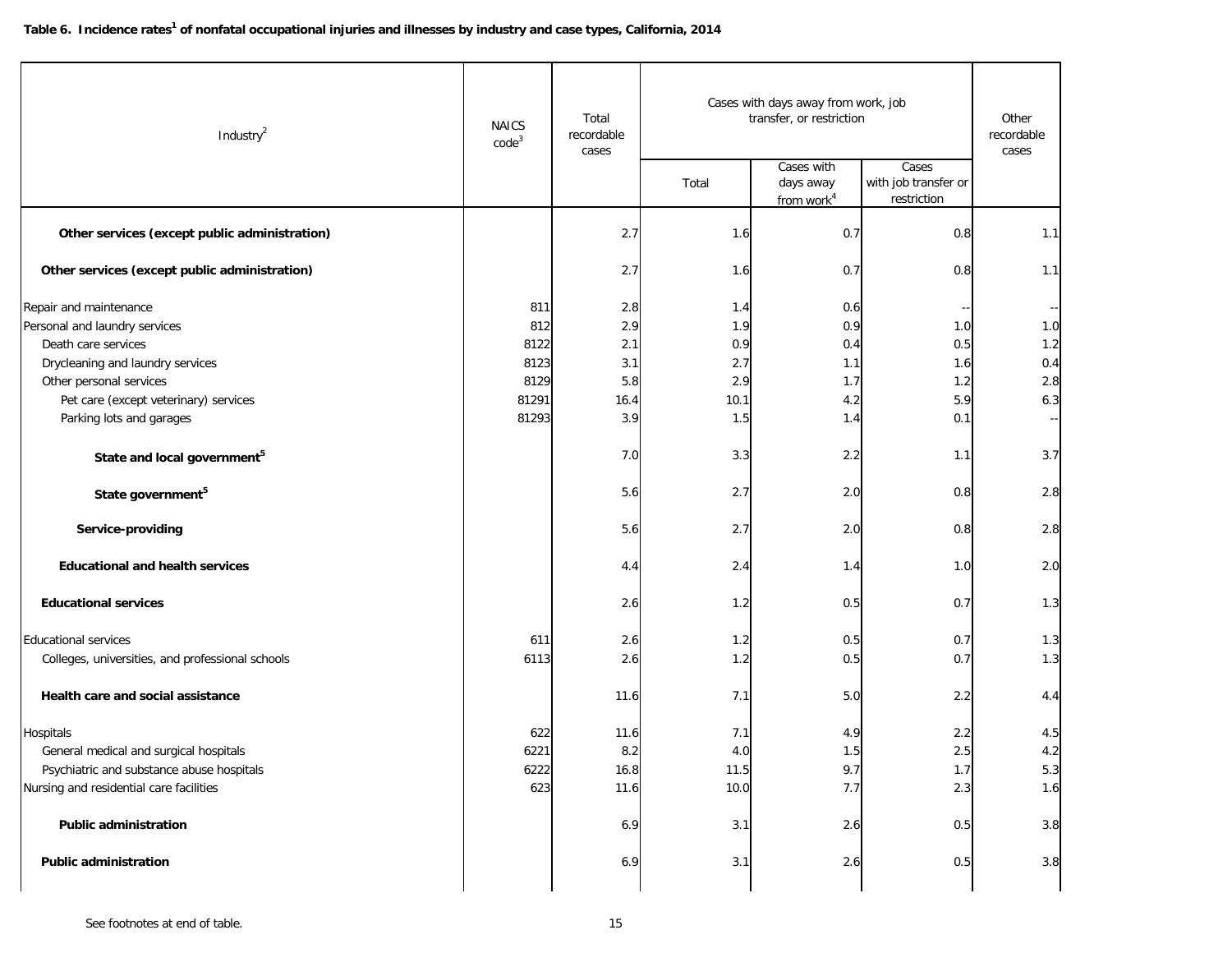**Table 6. Incidence rates[1] of nonfatal occupational injuries and illnesses by industry and case types, California, 2014**

| Industry[2] | NAICS code[3] | Total recordable cases | Cases with days away from work, job transfer, or restriction | | | Other recordable cases |
|---|---|---|---|---|---|---|
| | | | Total | Cases with days away from work[4] | Cases with job transfer or restriction | |
| **Other services (except public administration)** | | 2.7 | 1.6 | 0.7 | 0.8 | 1.1 |
| **Other services (except public administration)** | | 2.7 | 1.6 | 0.7 | 0.8 | 1.1 |
| Repair and maintenance | 811 | 2.8 | 1.4 | 0.6 | -- | -- |
| Personal and laundry services | 812 | 2.9 | 1.9 | 0.9 | 1.0 | 1.0 |
| Death care services | 8122 | 2.1 | 0.9 | 0.4 | 0.5 | 1.2 |
| Drycleaning and laundry services | 8123 | 3.1 | 2.7 | 1.1 | 1.6 | 0.4 |
| Other personal services | 8129 | 5.8 | 2.9 | 1.7 | 1.2 | 2.8 |
| Pet care (except veterinary) services | 81291 | 16.4 | 10.1 | 4.2 | 5.9 | 6.3 |
| Parking lots and garages | 81293 | 3.9 | 1.5 | 1.4 | 0.1 | -- |
| **State and local government[5]** | | 7.0 | 3.3 | 2.2 | 1.1 | 3.7 |
| **State government[5]** | | 5.6 | 2.7 | 2.0 | 0.8 | 2.8 |
| **Service-providing** | | 5.6 | 2.7 | 2.0 | 0.8 | 2.8 |
| **Educational and health services** | | 4.4 | 2.4 | 1.4 | 1.0 | 2.0 |
| **Educational services** | | 2.6 | 1.2 | 0.5 | 0.7 | 1.3 |
| Educational services | 611 | 2.6 | 1.2 | 0.5 | 0.7 | 1.3 |
| Colleges, universities, and professional schools | 6113 | 2.6 | 1.2 | 0.5 | 0.7 | 1.3 |
| **Health care and social assistance** | | 11.6 | 7.1 | 5.0 | 2.2 | 4.4 |
| Hospitals | 622 | 11.6 | 7.1 | 4.9 | 2.2 | 4.5 |
| General medical and surgical hospitals | 6221 | 8.2 | 4.0 | 1.5 | 2.5 | 4.2 |
| Psychiatric and substance abuse hospitals | 6222 | 16.8 | 11.5 | 9.7 | 1.7 | 5.3 |
| Nursing and residential care facilities | 623 | 11.6 | 10.0 | 7.7 | 2.3 | 1.6 |
| **Public administration** | | 6.9 | 3.1 | 2.6 | 0.5 | 3.8 |
| **Public administration** | | 6.9 | 3.1 | 2.6 | 0.5 | 3.8 |

See footnotes at end of table.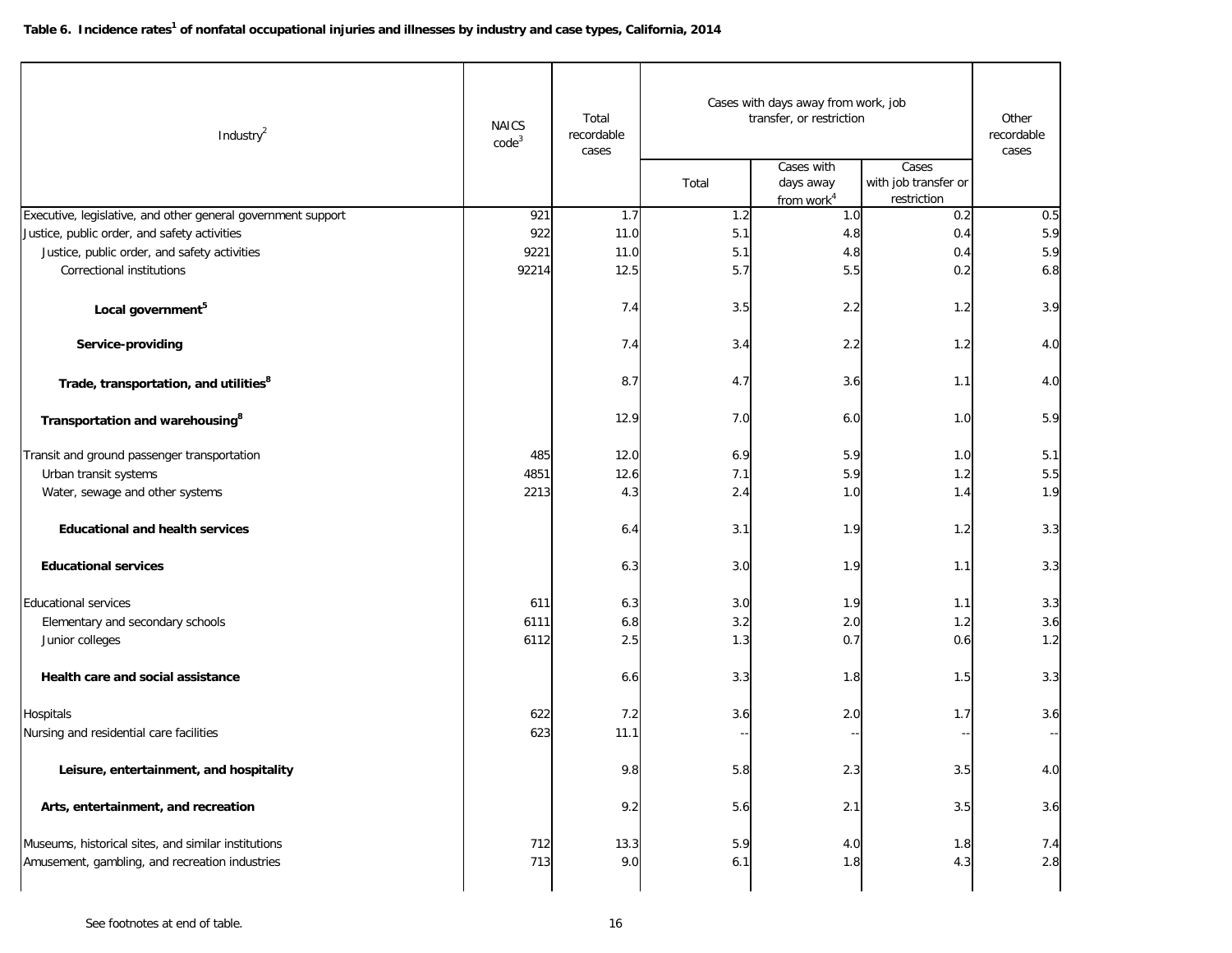**Table 6. Incidence rates[1] of nonfatal occupational injuries and illnesses by industry and case types, California, 2014**

| Industry[2] | NAICS code[3] | Total recordable cases | Cases with days away from work, job transfer, or restriction | | | Other recordable cases |
|---|---|---|---|---|---|---|
| | | | Total | Cases with days away from work[4] | Cases with job transfer or restriction | |
| Executive, legislative, and other general government support | 921 | 1.7 | 1.2 | 1.0 | 0.2 | 0.5 |
| Justice, public order, and safety activities | 922 | 11.0 | 5.1 | 4.8 | 0.4 | 5.9 |
| Justice, public order, and safety activities | 9221 | 11.0 | 5.1 | 4.8 | 0.4 | 5.9 |
| Correctional institutions | 92214 | 12.5 | 5.7 | 5.5 | 0.2 | 6.8 |
| **Local government[5]** | | 7.4 | 3.5 | 2.2 | 1.2 | 3.9 |
| **Service-providing** | | 7.4 | 3.4 | 2.2 | 1.2 | 4.0 |
| **Trade, transportation, and utilities[8]** | | 8.7 | 4.7 | 3.6 | 1.1 | 4.0 |
| **Transportation and warehousing[8]** | | 12.9 | 7.0 | 6.0 | 1.0 | 5.9 |
| Transit and ground passenger transportation | 485 | 12.0 | 6.9 | 5.9 | 1.0 | 5.1 |
| Urban transit systems | 4851 | 12.6 | 7.1 | 5.9 | 1.2 | 5.5 |
| Water, sewage and other systems | 2213 | 4.3 | 2.4 | 1.0 | 1.4 | 1.9 |
| **Educational and health services** | | 6.4 | 3.1 | 1.9 | 1.2 | 3.3 |
| **Educational services** | | 6.3 | 3.0 | 1.9 | 1.1 | 3.3 |
| Educational services | 611 | 6.3 | 3.0 | 1.9 | 1.1 | 3.3 |
| Elementary and secondary schools | 6111 | 6.8 | 3.2 | 2.0 | 1.2 | 3.6 |
| Junior colleges | 6112 | 2.5 | 1.3 | 0.7 | 0.6 | 1.2 |
| **Health care and social assistance** | | 6.6 | 3.3 | 1.8 | 1.5 | 3.3 |
| Hospitals | 622 | 7.2 | 3.6 | 2.0 | 1.7 | 3.6 |
| Nursing and residential care facilities | 623 | 11.1 | -- | -- | -- | -- |
| **Leisure, entertainment, and hospitality** | | 9.8 | 5.8 | 2.3 | 3.5 | 4.0 |
| **Arts, entertainment, and recreation** | | 9.2 | 5.6 | 2.1 | 3.5 | 3.6 |
| Museums, historical sites, and similar institutions | 712 | 13.3 | 5.9 | 4.0 | 1.8 | 7.4 |
| Amusement, gambling, and recreation industries | 713 | 9.0 | 6.1 | 1.8 | 4.3 | 2.8 |

See footnotes at end of table.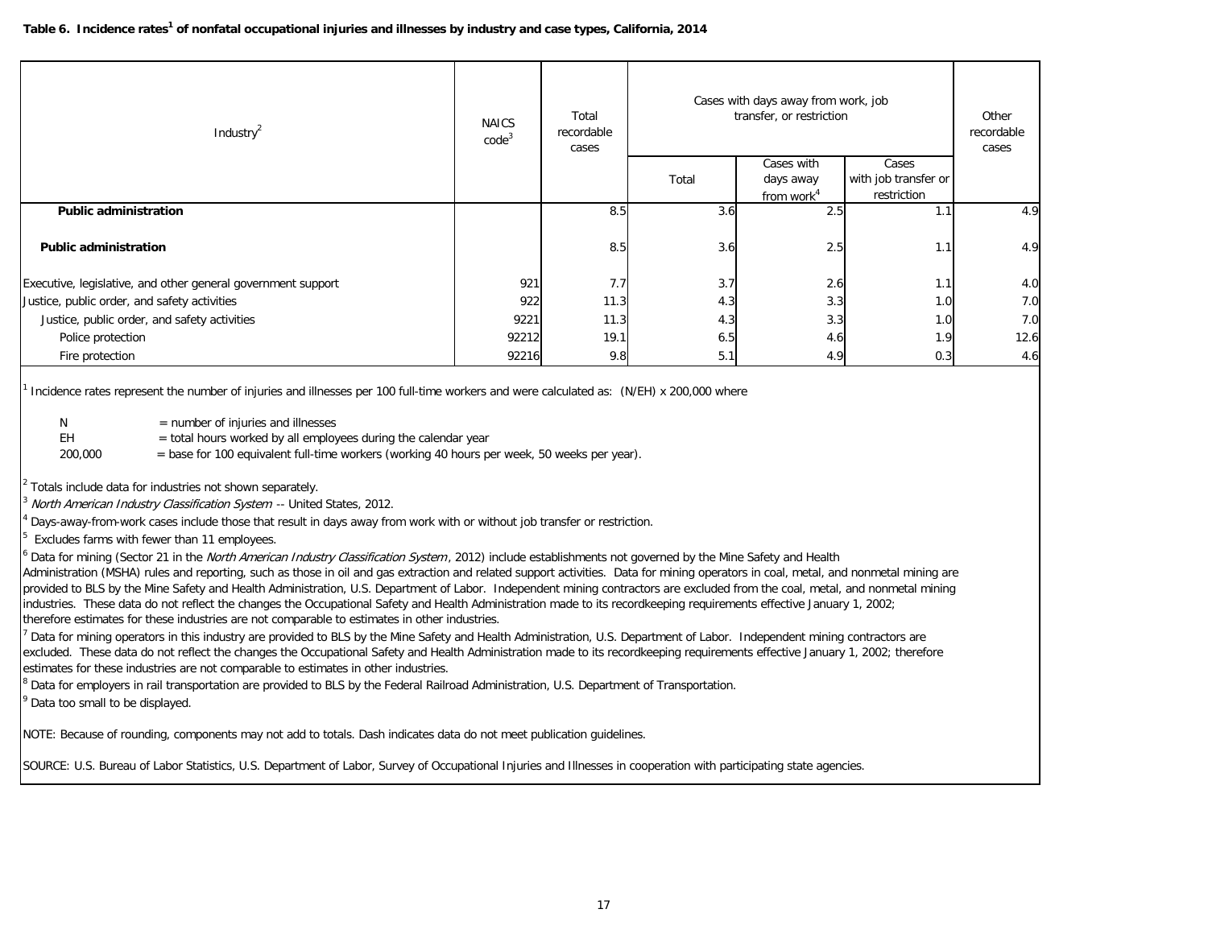**Table 6. Incidence rates[1] of nonfatal occupational injuries and illnesses by industry and case types, California, 2014**

| Industry[2] | NAICS code[3] | Total recordable cases | Cases with days away from work, job transfer, or restriction | | | Other recordable cases |
|---|---|---|---|---|---|---|
| | | | Total | Cases with days away from work[4] | Cases with job transfer or restriction | |
| **Public administration** | | 8.5 | 3.6 | 2.5 | 1.1 | 4.9 |
| **Public administration** | | 8.5 | 3.6 | 2.5 | 1.1 | 4.9 |
| Executive, legislative, and other general government support | 921 | 7.7 | 3.7 | 2.6 | 1.1 | 4.0 |
| Justice, public order, and safety activities | 922 | 11.3 | 4.3 | 3.3 | 1.0 | 7.0 |
| Justice, public order, and safety activities | 9221 | 11.3 | 4.3 | 3.3 | 1.0 | 7.0 |
| Police protection | 92212 | 19.1 | 6.5 | 4.6 | 1.9 | 12.6 |
| Fire protection | 92216 | 9.8 | 5.1 | 4.9 | 0.3 | 4.6 |

[1] Incidence rates represent the number of injuries and illnesses per 100 full-time workers and were calculated as: (N/EH) x 200,000 where

N = number of injuries and illnesses
EH = total hours worked by all employees during the calendar year
200,000 = base for 100 equivalent full-time workers (working 40 hours per week, 50 weeks per year).

[2] Totals include data for industries not shown separately.

[3] *North American Industry Classification System* -- United States, 2012.

[4] Days-away-from-work cases include those that result in days away from work with or without job transfer or restriction.

[5] Excludes farms with fewer than 11 employees.

[6] Data for mining (Sector 21 in the *North American Industry Classification System*, 2012) include establishments not governed by the Mine Safety and Health Administration (MSHA) rules and reporting, such as those in oil and gas extraction and related support activities. Data for mining operators in coal, metal, and nonmetal mining are provided to BLS by the Mine Safety and Health Administration, U.S. Department of Labor. Independent mining contractors are excluded from the coal, metal, and nonmetal mining industries. These data do not reflect the changes the Occupational Safety and Health Administration made to its recordkeeping requirements effective January 1, 2002; therefore estimates for these industries are not comparable to estimates in other industries.

[7] Data for mining operators in this industry are provided to BLS by the Mine Safety and Health Administration, U.S. Department of Labor. Independent mining contractors are excluded. These data do not reflect the changes the Occupational Safety and Health Administration made to its recordkeeping requirements effective January 1, 2002; therefore estimates for these industries are not comparable to estimates in other industries.

[8] Data for employers in rail transportation are provided to BLS by the Federal Railroad Administration, U.S. Department of Transportation.

[9] Data too small to be displayed.

NOTE: Because of rounding, components may not add to totals. Dash indicates data do not meet publication guidelines.

SOURCE: U.S. Bureau of Labor Statistics, U.S. Department of Labor, Survey of Occupational Injuries and Illnesses in cooperation with participating state agencies.